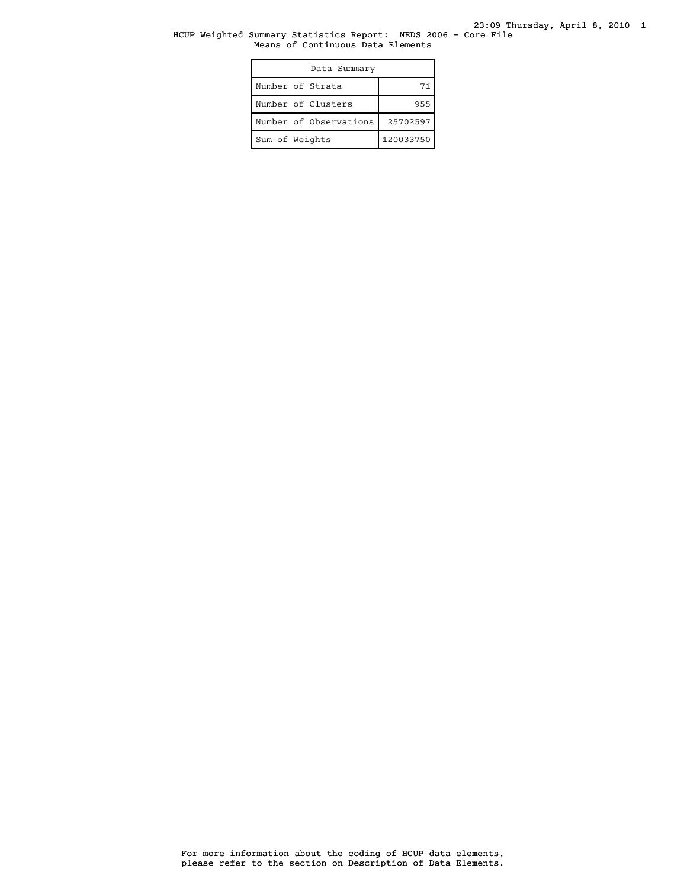# HCUP Weighted Summary Statistics Report: NEDS 2006 - Core File

## Means of Continuous Data Elements

| Data Summary | |
|---|---|
| Number of Strata | 71 |
| Number of Clusters | 955 |
| Number of Observations | 25702597 |
| Sum of Weights | 120033750 |

For more information about the coding of HCUP data elements, please refer to the section on Description of Data Elements.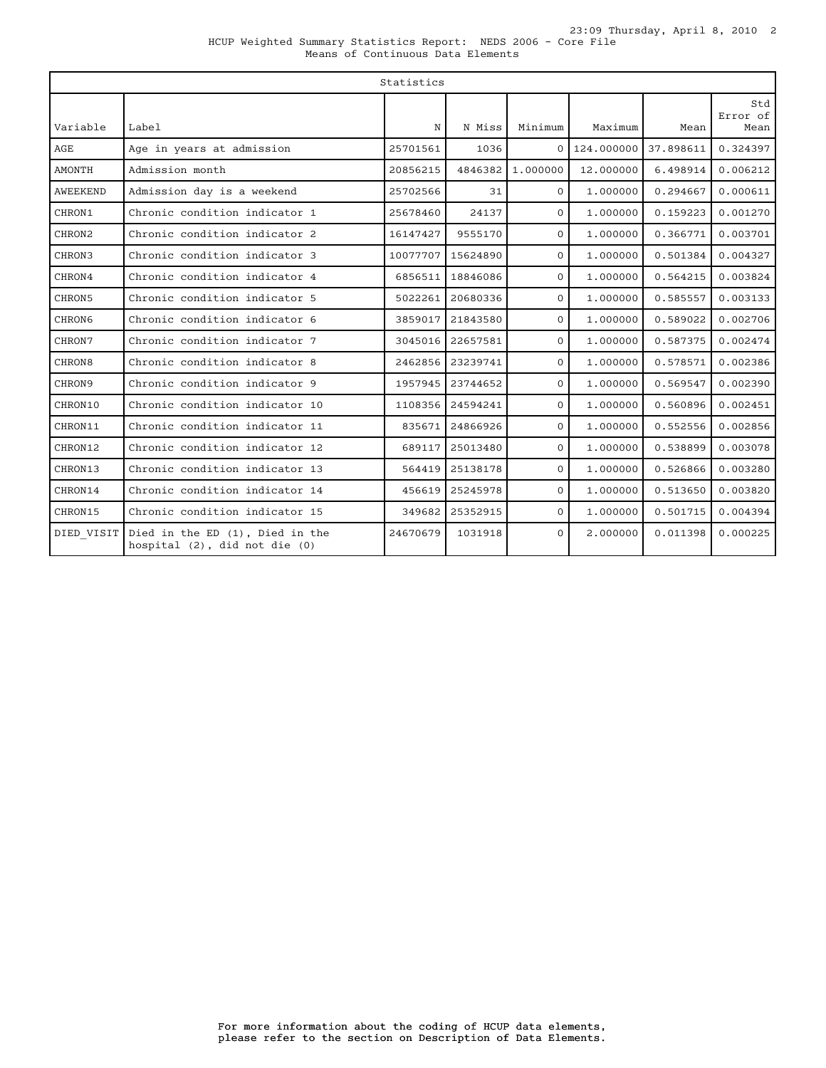HCUP Weighted Summary Statistics Report: NEDS 2006 - Core File
Means of Continuous Data Elements

| Statistics | | | | | | | |
|---|---|---|---|---|---|---|---|
| Variable | Label | N | N Miss | Minimum | Maximum | Mean | Std Error of Mean |
| AGE | Age in years at admission | 25701561 | 1036 | 0 | 124.000000 | 37.898611 | 0.324397 |
| AMONTH | Admission month | 20856215 | 4846382 | 1.000000 | 12.000000 | 6.498914 | 0.006212 |
| AWEEKEND | Admission day is a weekend | 25702566 | 31 | 0 | 1.000000 | 0.294667 | 0.000611 |
| CHRON1 | Chronic condition indicator 1 | 25678460 | 24137 | 0 | 1.000000 | 0.159223 | 0.001270 |
| CHRON2 | Chronic condition indicator 2 | 16147427 | 9555170 | 0 | 1.000000 | 0.366771 | 0.003701 |
| CHRON3 | Chronic condition indicator 3 | 10077707 | 15624890 | 0 | 1.000000 | 0.501384 | 0.004327 |
| CHRON4 | Chronic condition indicator 4 | 6856511 | 18846086 | 0 | 1.000000 | 0.564215 | 0.003824 |
| CHRON5 | Chronic condition indicator 5 | 5022261 | 20680336 | 0 | 1.000000 | 0.585557 | 0.003133 |
| CHRON6 | Chronic condition indicator 6 | 3859017 | 21843580 | 0 | 1.000000 | 0.589022 | 0.002706 |
| CHRON7 | Chronic condition indicator 7 | 3045016 | 22657581 | 0 | 1.000000 | 0.587375 | 0.002474 |
| CHRON8 | Chronic condition indicator 8 | 2462856 | 23239741 | 0 | 1.000000 | 0.578571 | 0.002386 |
| CHRON9 | Chronic condition indicator 9 | 1957945 | 23744652 | 0 | 1.000000 | 0.569547 | 0.002390 |
| CHRON10 | Chronic condition indicator 10 | 1108356 | 24594241 | 0 | 1.000000 | 0.560896 | 0.002451 |
| CHRON11 | Chronic condition indicator 11 | 835671 | 24866926 | 0 | 1.000000 | 0.552556 | 0.002856 |
| CHRON12 | Chronic condition indicator 12 | 689117 | 25013480 | 0 | 1.000000 | 0.538899 | 0.003078 |
| CHRON13 | Chronic condition indicator 13 | 564419 | 25138178 | 0 | 1.000000 | 0.526866 | 0.003280 |
| CHRON14 | Chronic condition indicator 14 | 456619 | 25245978 | 0 | 1.000000 | 0.513650 | 0.003820 |
| CHRON15 | Chronic condition indicator 15 | 349682 | 25352915 | 0 | 1.000000 | 0.501715 | 0.004394 |
| DIED_VISIT | Died in the ED (1), Died in the hospital (2), did not die (0) | 24670679 | 1031918 | 0 | 2.000000 | 0.011398 | 0.000225 |

For more information about the coding of HCUP data elements, please refer to the section on Description of Data Elements.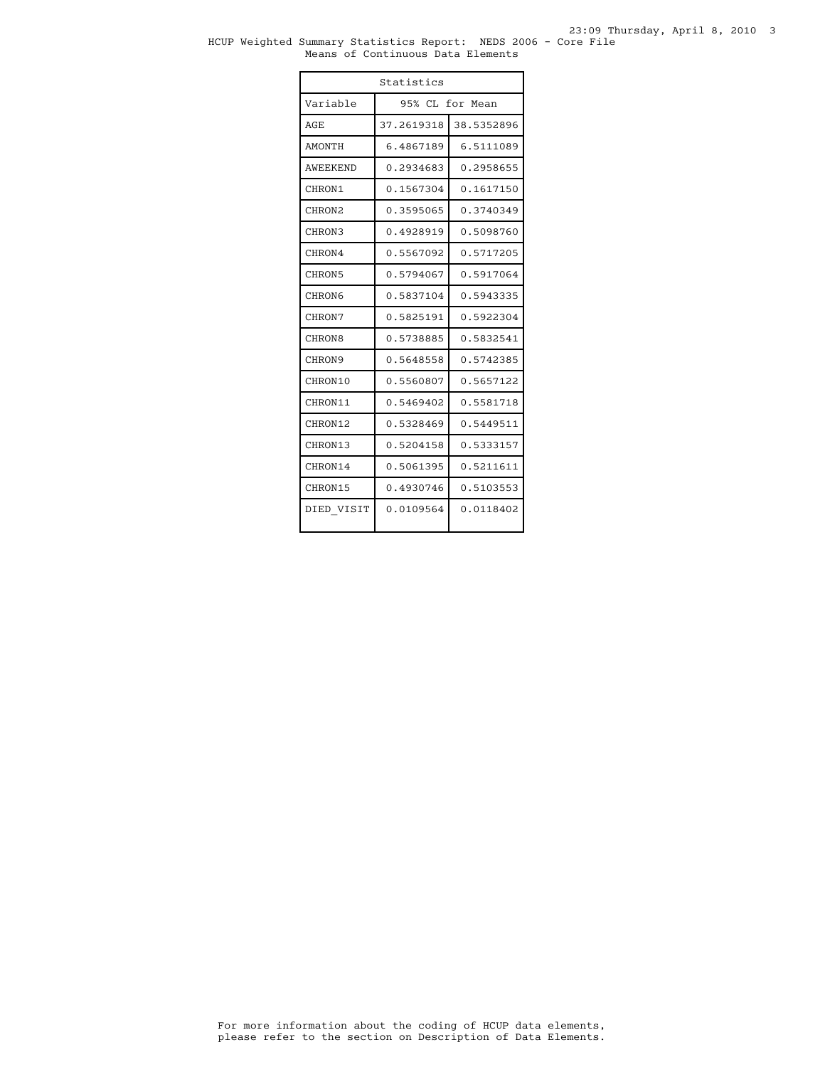HCUP Weighted Summary Statistics Report: NEDS 2006 - Core File
Means of Continuous Data Elements

| Statistics | | |
|---|---|---|
| Variable | 95% CL for Mean | |
| AGE | 37.2619318 | 38.5352896 |
| AMONTH | 6.4867189 | 6.5111089 |
| AWEEKEND | 0.2934683 | 0.2958655 |
| CHRON1 | 0.1567304 | 0.1617150 |
| CHRON2 | 0.3595065 | 0.3740349 |
| CHRON3 | 0.4928919 | 0.5098760 |
| CHRON4 | 0.5567092 | 0.5717205 |
| CHRON5 | 0.5794067 | 0.5917064 |
| CHRON6 | 0.5837104 | 0.5943335 |
| CHRON7 | 0.5825191 | 0.5922304 |
| CHRON8 | 0.5738885 | 0.5832541 |
| CHRON9 | 0.5648558 | 0.5742385 |
| CHRON10 | 0.5560807 | 0.5657122 |
| CHRON11 | 0.5469402 | 0.5581718 |
| CHRON12 | 0.5328469 | 0.5449511 |
| CHRON13 | 0.5204158 | 0.5333157 |
| CHRON14 | 0.5061395 | 0.5211611 |
| CHRON15 | 0.4930746 | 0.5103553 |
| DIED_VISIT | 0.0109564 | 0.0118402 |

For more information about the coding of HCUP data elements, please refer to the section on Description of Data Elements.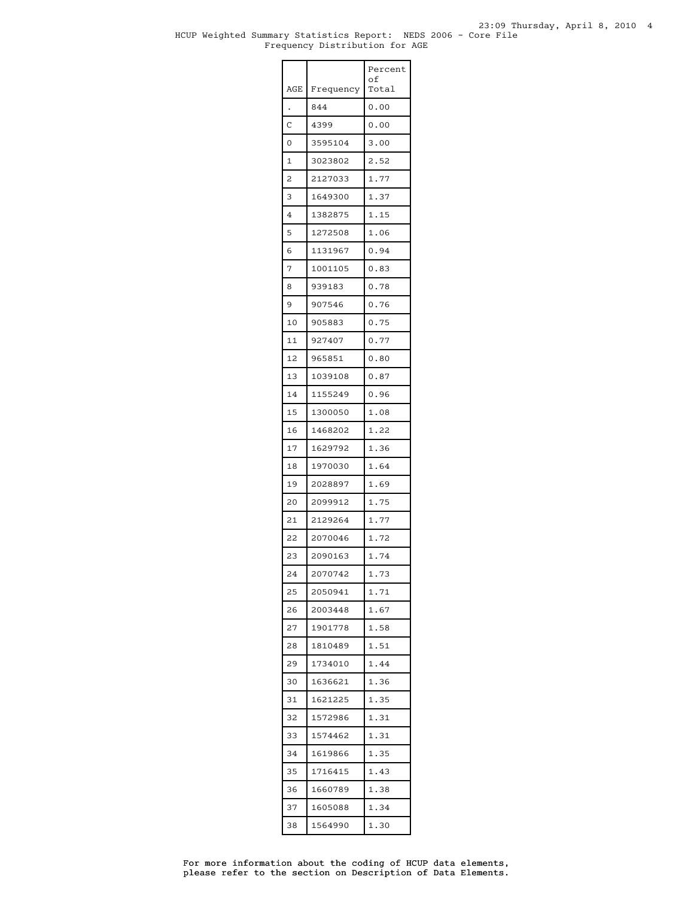HCUP Weighted Summary Statistics Report: NEDS 2006 - Core File
Frequency Distribution for AGE

| AGE | Frequency | Percent of Total |
|---|---|---|
| . | 844 | 0.00 |
| C | 4399 | 0.00 |
| 0 | 3595104 | 3.00 |
| 1 | 3023802 | 2.52 |
| 2 | 2127033 | 1.77 |
| 3 | 1649300 | 1.37 |
| 4 | 1382875 | 1.15 |
| 5 | 1272508 | 1.06 |
| 6 | 1131967 | 0.94 |
| 7 | 1001105 | 0.83 |
| 8 | 939183 | 0.78 |
| 9 | 907546 | 0.76 |
| 10 | 905883 | 0.75 |
| 11 | 927407 | 0.77 |
| 12 | 965851 | 0.80 |
| 13 | 1039108 | 0.87 |
| 14 | 1155249 | 0.96 |
| 15 | 1300050 | 1.08 |
| 16 | 1468202 | 1.22 |
| 17 | 1629792 | 1.36 |
| 18 | 1970030 | 1.64 |
| 19 | 2028897 | 1.69 |
| 20 | 2099912 | 1.75 |
| 21 | 2129264 | 1.77 |
| 22 | 2070046 | 1.72 |
| 23 | 2090163 | 1.74 |
| 24 | 2070742 | 1.73 |
| 25 | 2050941 | 1.71 |
| 26 | 2003448 | 1.67 |
| 27 | 1901778 | 1.58 |
| 28 | 1810489 | 1.51 |
| 29 | 1734010 | 1.44 |
| 30 | 1636621 | 1.36 |
| 31 | 1621225 | 1.35 |
| 32 | 1572986 | 1.31 |
| 33 | 1574462 | 1.31 |
| 34 | 1619866 | 1.35 |
| 35 | 1716415 | 1.43 |
| 36 | 1660789 | 1.38 |
| 37 | 1605088 | 1.34 |
| 38 | 1564990 | 1.30 |

For more information about the coding of HCUP data elements, please refer to the section on Description of Data Elements.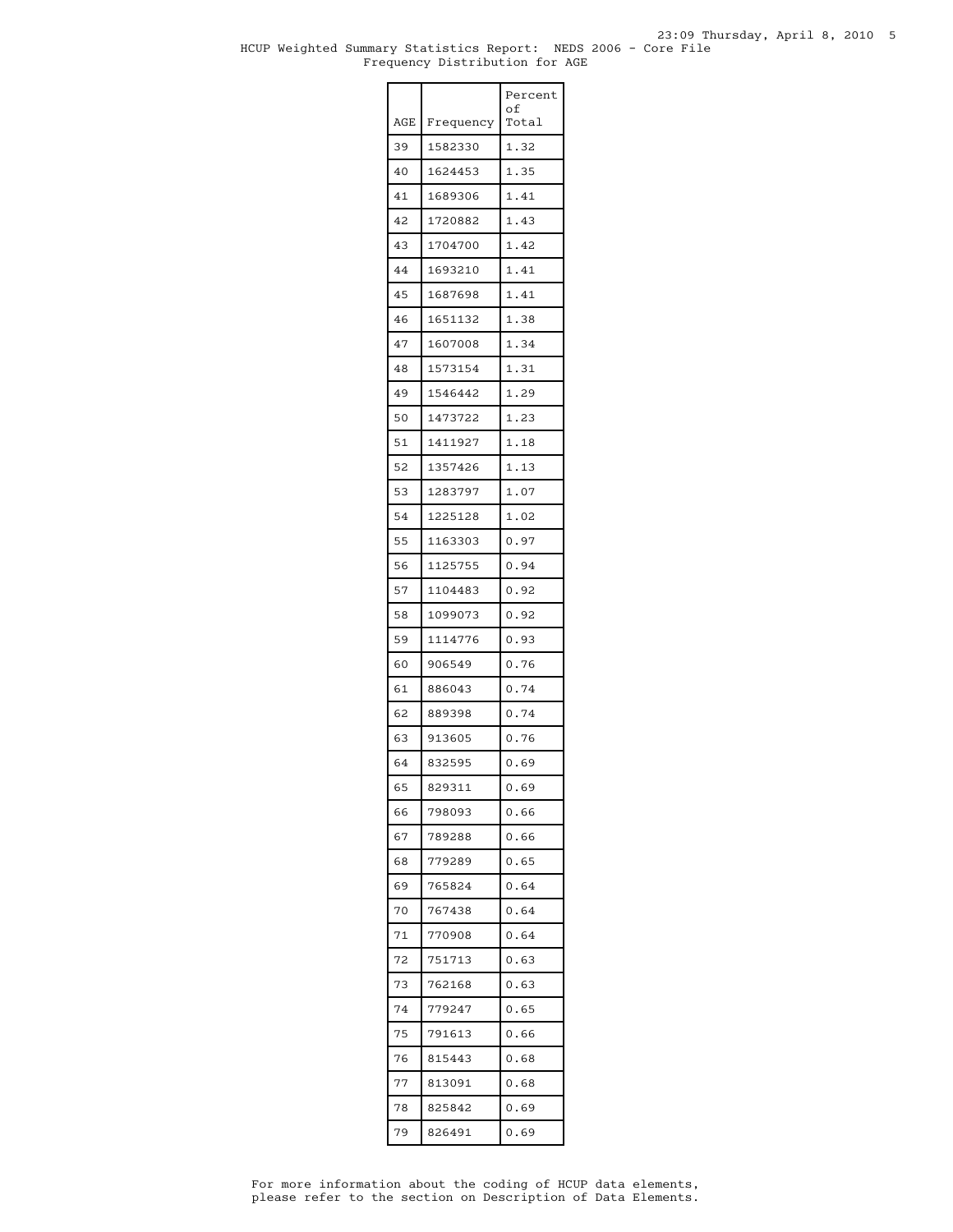HCUP Weighted Summary Statistics Report: NEDS 2006 - Core File
Frequency Distribution for AGE

| AGE | Frequency | Percent of Total |
|---|---|---|
| 39 | 1582330 | 1.32 |
| 40 | 1624453 | 1.35 |
| 41 | 1689306 | 1.41 |
| 42 | 1720882 | 1.43 |
| 43 | 1704700 | 1.42 |
| 44 | 1693210 | 1.41 |
| 45 | 1687698 | 1.41 |
| 46 | 1651132 | 1.38 |
| 47 | 1607008 | 1.34 |
| 48 | 1573154 | 1.31 |
| 49 | 1546442 | 1.29 |
| 50 | 1473722 | 1.23 |
| 51 | 1411927 | 1.18 |
| 52 | 1357426 | 1.13 |
| 53 | 1283797 | 1.07 |
| 54 | 1225128 | 1.02 |
| 55 | 1163303 | 0.97 |
| 56 | 1125755 | 0.94 |
| 57 | 1104483 | 0.92 |
| 58 | 1099073 | 0.92 |
| 59 | 1114776 | 0.93 |
| 60 | 906549 | 0.76 |
| 61 | 886043 | 0.74 |
| 62 | 889398 | 0.74 |
| 63 | 913605 | 0.76 |
| 64 | 832595 | 0.69 |
| 65 | 829311 | 0.69 |
| 66 | 798093 | 0.66 |
| 67 | 789288 | 0.66 |
| 68 | 779289 | 0.65 |
| 69 | 765824 | 0.64 |
| 70 | 767438 | 0.64 |
| 71 | 770908 | 0.64 |
| 72 | 751713 | 0.63 |
| 73 | 762168 | 0.63 |
| 74 | 779247 | 0.65 |
| 75 | 791613 | 0.66 |
| 76 | 815443 | 0.68 |
| 77 | 813091 | 0.68 |
| 78 | 825842 | 0.69 |
| 79 | 826491 | 0.69 |

For more information about the coding of HCUP data elements, please refer to the section on Description of Data Elements.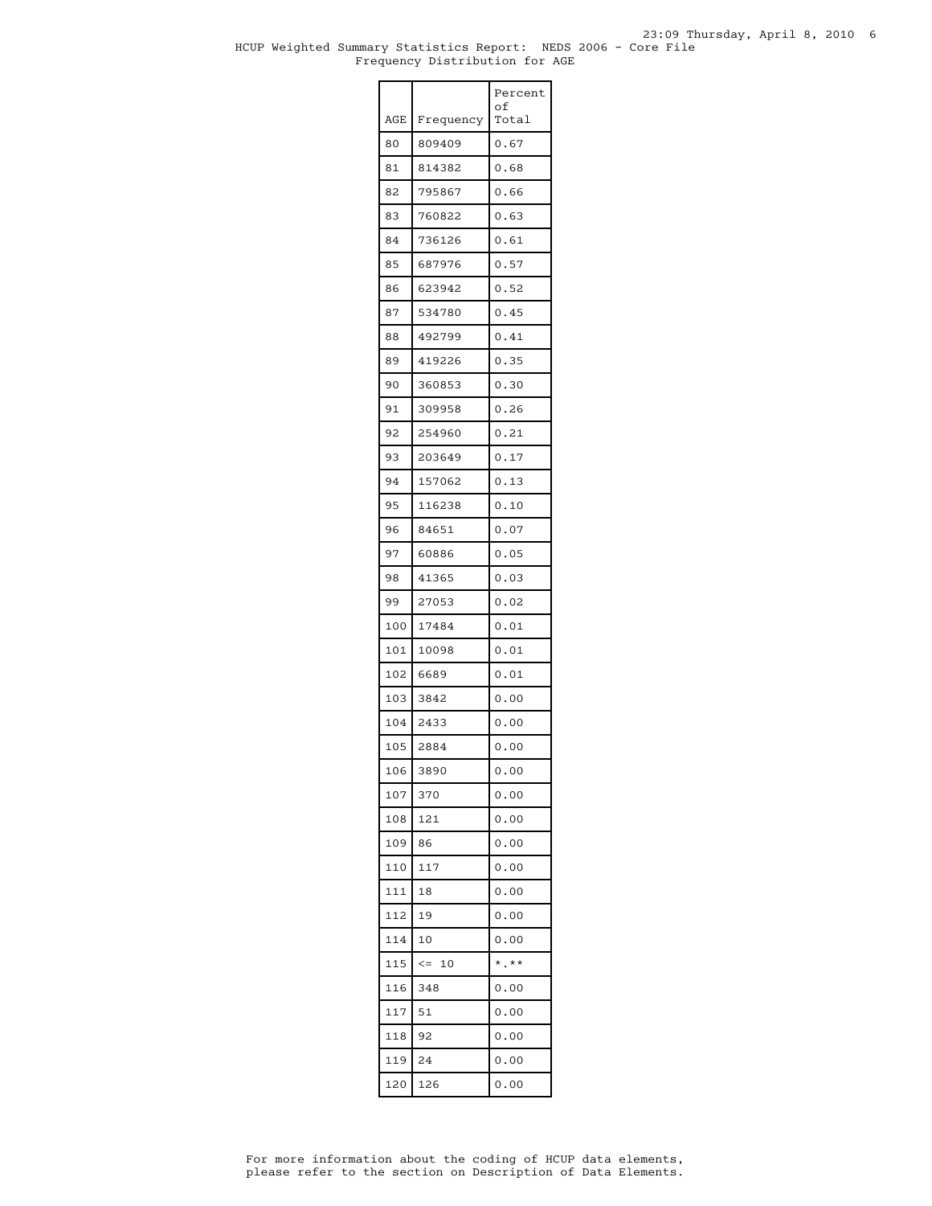HCUP Weighted Summary Statistics Report: NEDS 2006 - Core File
Frequency Distribution for AGE

| AGE | Frequency | Percent of Total |
|---|---|---|
| 80 | 809409 | 0.67 |
| 81 | 814382 | 0.68 |
| 82 | 795867 | 0.66 |
| 83 | 760822 | 0.63 |
| 84 | 736126 | 0.61 |
| 85 | 687976 | 0.57 |
| 86 | 623942 | 0.52 |
| 87 | 534780 | 0.45 |
| 88 | 492799 | 0.41 |
| 89 | 419226 | 0.35 |
| 90 | 360853 | 0.30 |
| 91 | 309958 | 0.26 |
| 92 | 254960 | 0.21 |
| 93 | 203649 | 0.17 |
| 94 | 157062 | 0.13 |
| 95 | 116238 | 0.10 |
| 96 | 84651 | 0.07 |
| 97 | 60886 | 0.05 |
| 98 | 41365 | 0.03 |
| 99 | 27053 | 0.02 |
| 100 | 17484 | 0.01 |
| 101 | 10098 | 0.01 |
| 102 | 6689 | 0.01 |
| 103 | 3842 | 0.00 |
| 104 | 2433 | 0.00 |
| 105 | 2884 | 0.00 |
| 106 | 3890 | 0.00 |
| 107 | 370 | 0.00 |
| 108 | 121 | 0.00 |
| 109 | 86 | 0.00 |
| 110 | 117 | 0.00 |
| 111 | 18 | 0.00 |
| 112 | 19 | 0.00 |
| 114 | 10 | 0.00 |
| 115 | <= 10 | *.** |
| 116 | 348 | 0.00 |
| 117 | 51 | 0.00 |
| 118 | 92 | 0.00 |
| 119 | 24 | 0.00 |
| 120 | 126 | 0.00 |

For more information about the coding of HCUP data elements, please refer to the section on Description of Data Elements.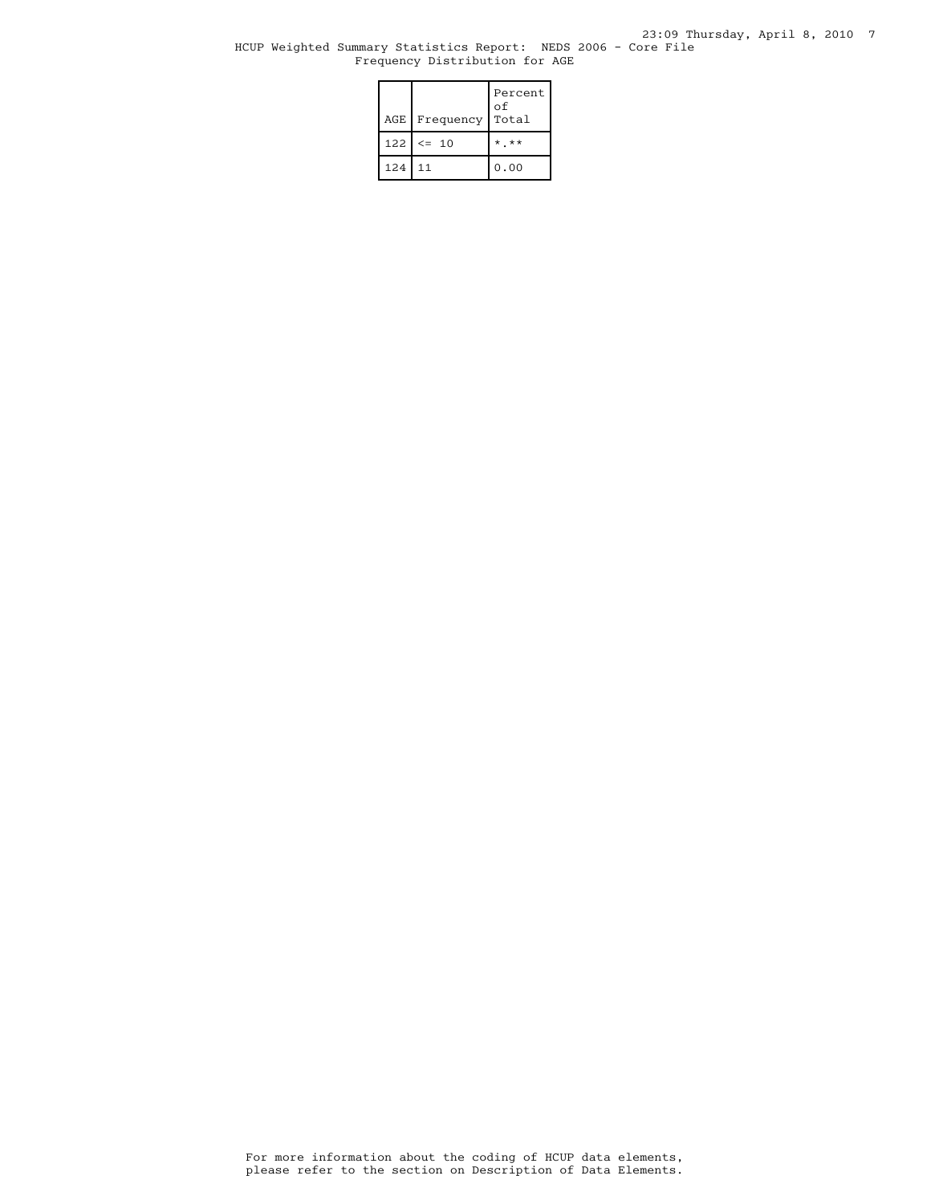HCUP Weighted Summary Statistics Report: NEDS 2006 - Core File
Frequency Distribution for AGE

| AGE | Frequency | Percent of Total |
|---|---|---|
| 122 | <= 10 | *.** |
| 124 | 11 | 0.00 |

For more information about the coding of HCUP data elements, please refer to the section on Description of Data Elements.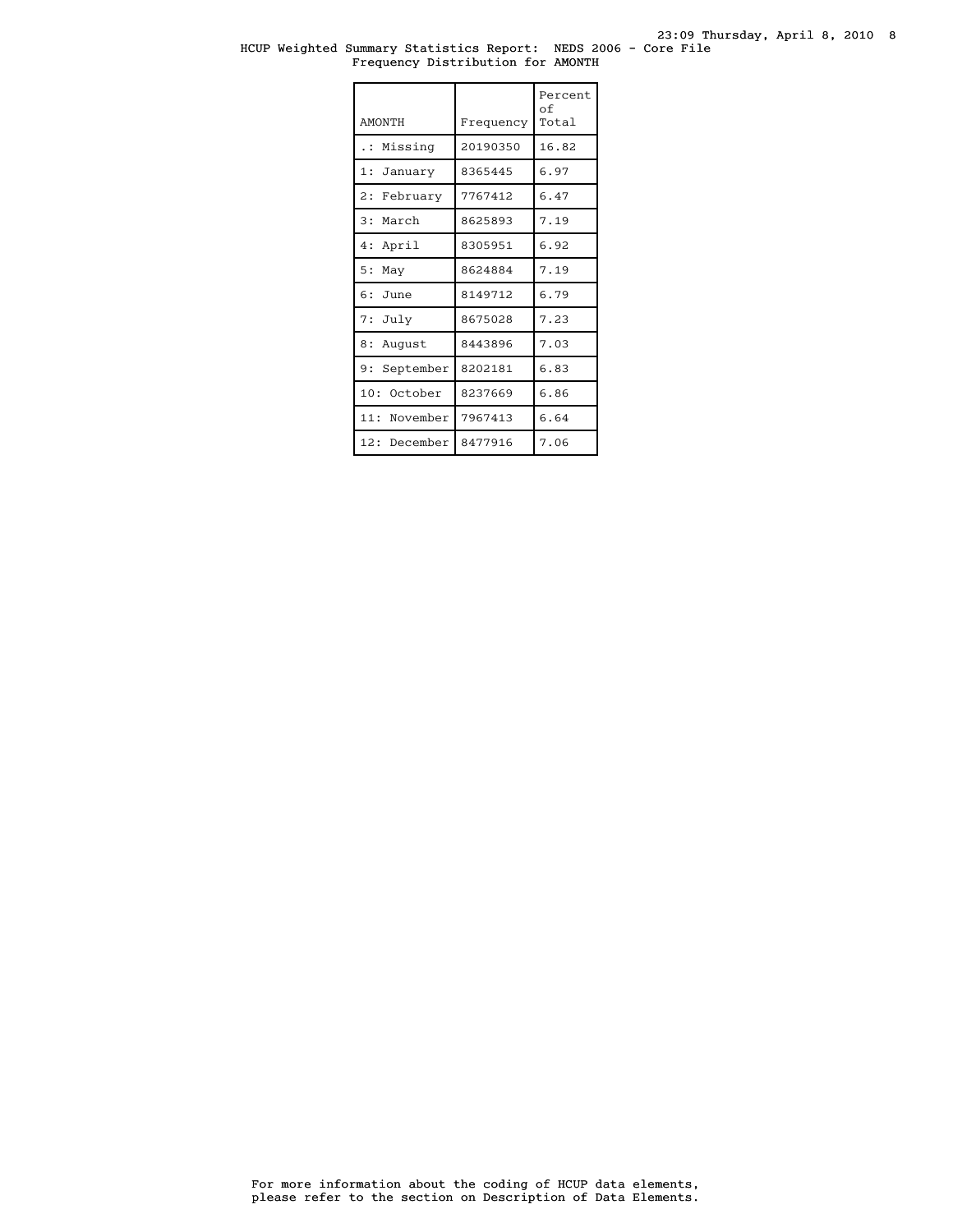HCUP Weighted Summary Statistics Report: NEDS 2006 - Core File
Frequency Distribution for AMONTH

| AMONTH | Frequency | Percent of Total |
|---|---|---|
| .: Missing | 20190350 | 16.82 |
| 1: January | 8365445 | 6.97 |
| 2: February | 7767412 | 6.47 |
| 3: March | 8625893 | 7.19 |
| 4: April | 8305951 | 6.92 |
| 5: May | 8624884 | 7.19 |
| 6: June | 8149712 | 6.79 |
| 7: July | 8675028 | 7.23 |
| 8: August | 8443896 | 7.03 |
| 9: September | 8202181 | 6.83 |
| 10: October | 8237669 | 6.86 |
| 11: November | 7967413 | 6.64 |
| 12: December | 8477916 | 7.06 |

For more information about the coding of HCUP data elements,
please refer to the section on Description of Data Elements.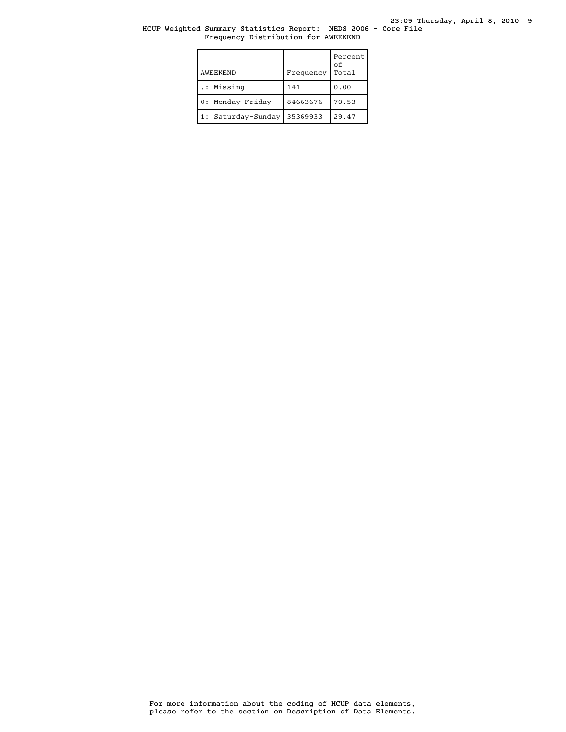HCUP Weighted Summary Statistics Report: NEDS 2006 - Core File
Frequency Distribution for AWEEKEND

| AWEEKEND | Frequency | Percent of Total |
| --- | --- | --- |
| .: Missing | 141 | 0.00 |
| 0: Monday-Friday | 84663676 | 70.53 |
| 1: Saturday-Sunday | 35369933 | 29.47 |

For more information about the coding of HCUP data elements, please refer to the section on Description of Data Elements.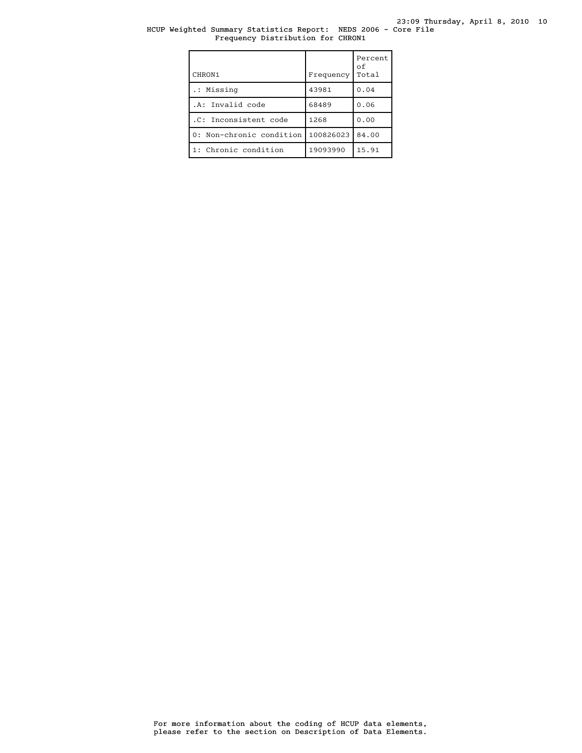HCUP Weighted Summary Statistics Report: NEDS 2006 - Core File
Frequency Distribution for CHRON1

| CHRON1 | Frequency | Percent of Total |
|---|---|---|
| .: Missing | 43981 | 0.04 |
| .A: Invalid code | 68489 | 0.06 |
| .C: Inconsistent code | 1268 | 0.00 |
| 0: Non-chronic condition | 100826023 | 84.00 |
| 1: Chronic condition | 19093990 | 15.91 |

For more information about the coding of HCUP data elements, please refer to the section on Description of Data Elements.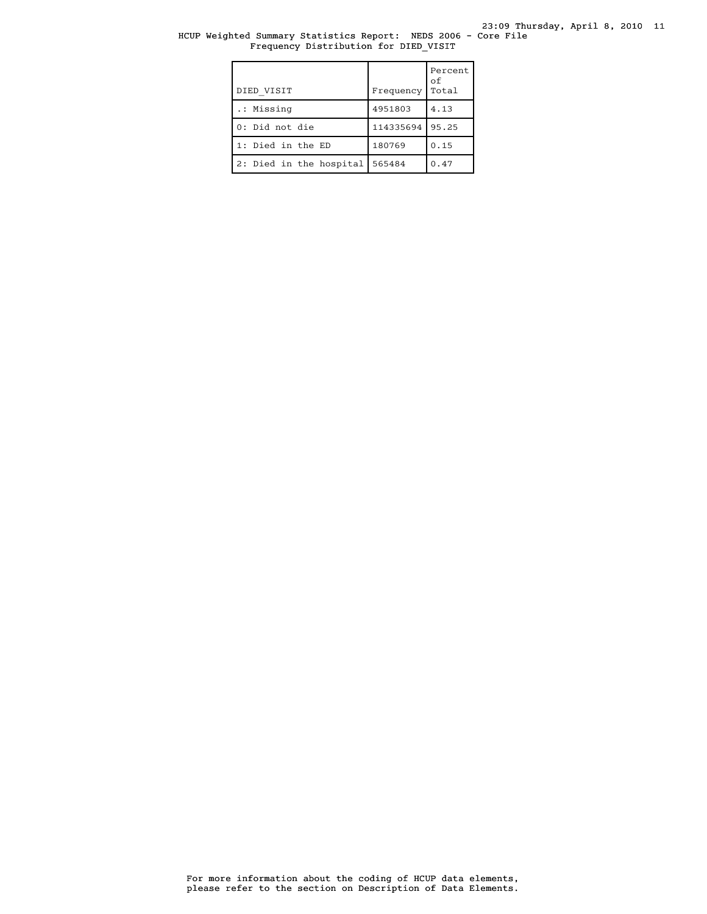HCUP Weighted Summary Statistics Report: NEDS 2006 - Core File
Frequency Distribution for DIED_VISIT

| DIED_VISIT | Frequency | Percent of Total |
|---|---|---|
| .: Missing | 4951803 | 4.13 |
| 0: Did not die | 114335694 | 95.25 |
| 1: Died in the ED | 180769 | 0.15 |
| 2: Died in the hospital | 565484 | 0.47 |

For more information about the coding of HCUP data elements, please refer to the section on Description of Data Elements.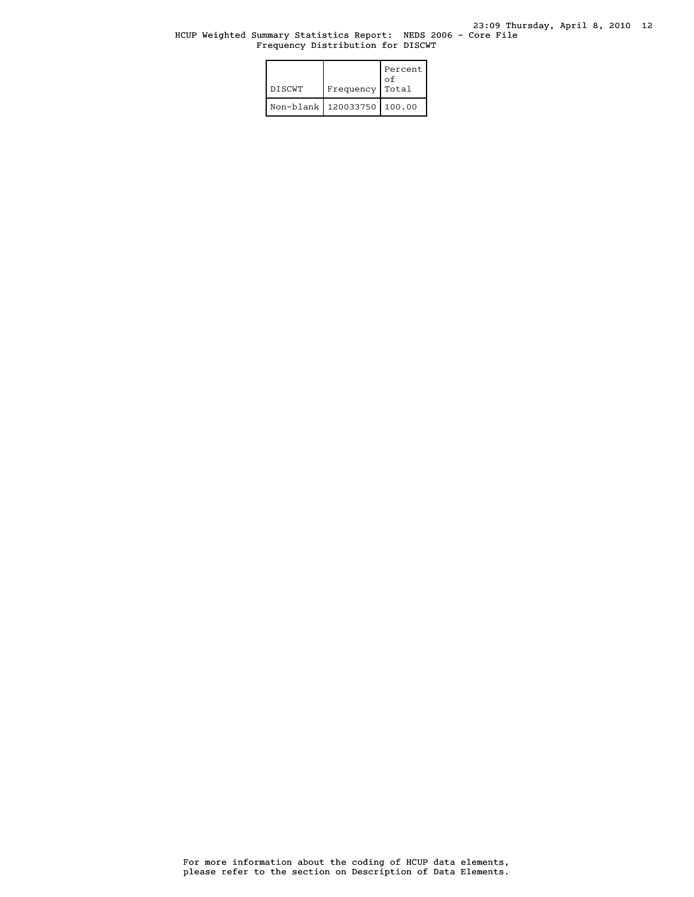HCUP Weighted Summary Statistics Report: NEDS 2006 - Core File

Frequency Distribution for DISCWT

| DISCWT | Frequency | Percent of Total |
|---|---|---|
| Non-blank | 120033750 | 100.00 |

For more information about the coding of HCUP data elements, please refer to the section on Description of Data Elements.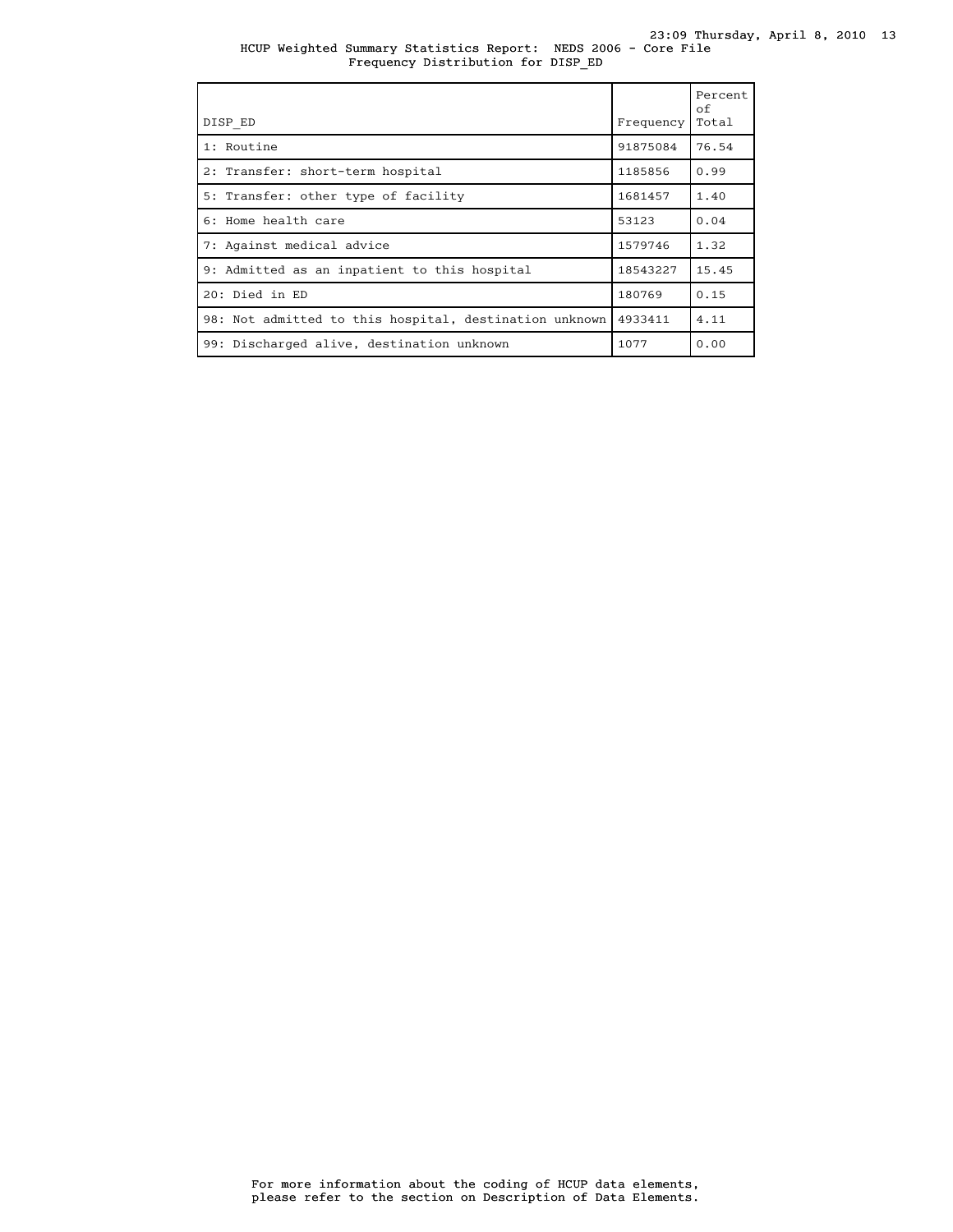HCUP Weighted Summary Statistics Report: NEDS 2006 - Core File
Frequency Distribution for DISP_ED

| DISP_ED | Frequency | Percent of Total |
| --- | --- | --- |
| 1: Routine | 91875084 | 76.54 |
| 2: Transfer: short-term hospital | 1185856 | 0.99 |
| 5: Transfer: other type of facility | 1681457 | 1.40 |
| 6: Home health care | 53123 | 0.04 |
| 7: Against medical advice | 1579746 | 1.32 |
| 9: Admitted as an inpatient to this hospital | 18543227 | 15.45 |
| 20: Died in ED | 180769 | 0.15 |
| 98: Not admitted to this hospital, destination unknown | 4933411 | 4.11 |
| 99: Discharged alive, destination unknown | 1077 | 0.00 |

For more information about the coding of HCUP data elements, please refer to the section on Description of Data Elements.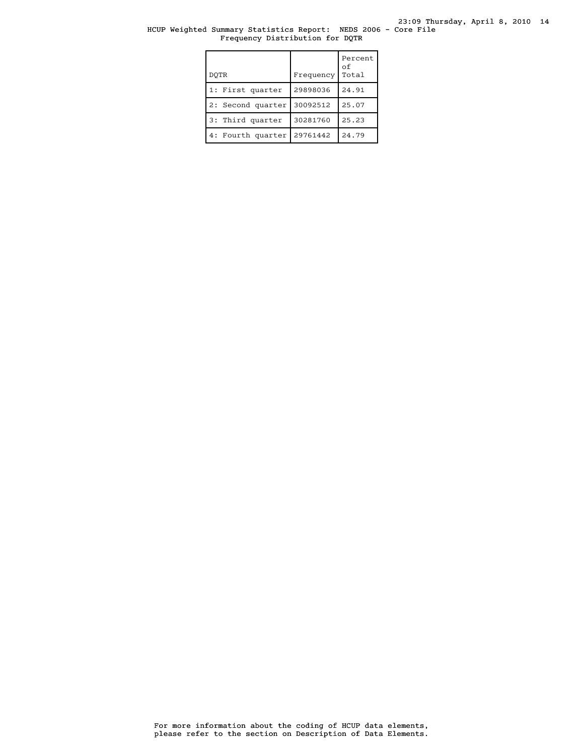HCUP Weighted Summary Statistics Report: NEDS 2006 - Core File
Frequency Distribution for DQTR

| DQTR | Frequency | Percent of Total |
|---|---|---|
| 1: First quarter | 29898036 | 24.91 |
| 2: Second quarter | 30092512 | 25.07 |
| 3: Third quarter | 30281760 | 25.23 |
| 4: Fourth quarter | 29761442 | 24.79 |

For more information about the coding of HCUP data elements, please refer to the section on Description of Data Elements.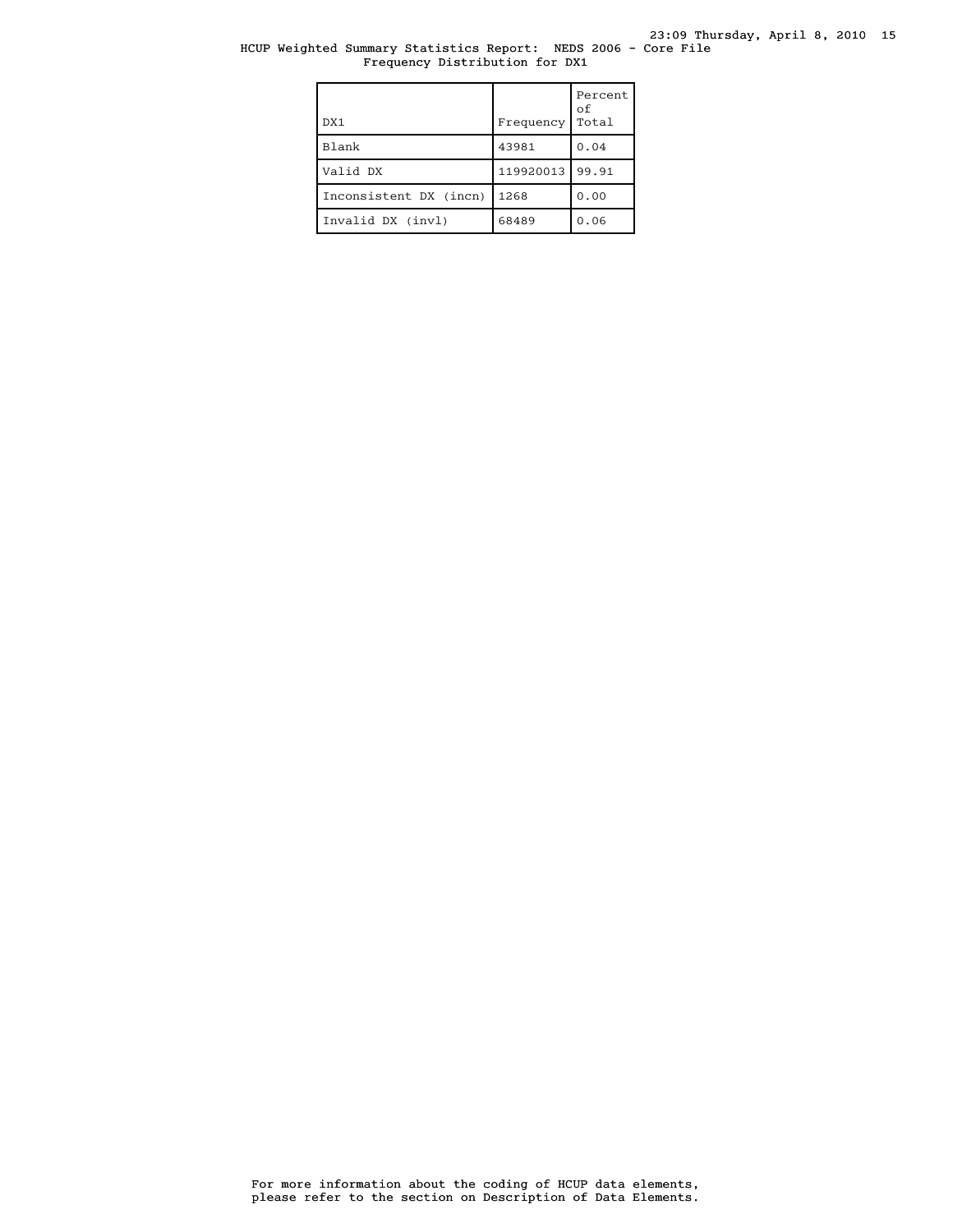HCUP Weighted Summary Statistics Report: NEDS 2006 - Core File
Frequency Distribution for DX1

| DX1 | Frequency | Percent of Total |
|---|---|---|
| Blank | 43981 | 0.04 |
| Valid DX | 119920013 | 99.91 |
| Inconsistent DX (incn) | 1268 | 0.00 |
| Invalid DX (invl) | 68489 | 0.06 |

For more information about the coding of HCUP data elements, please refer to the section on Description of Data Elements.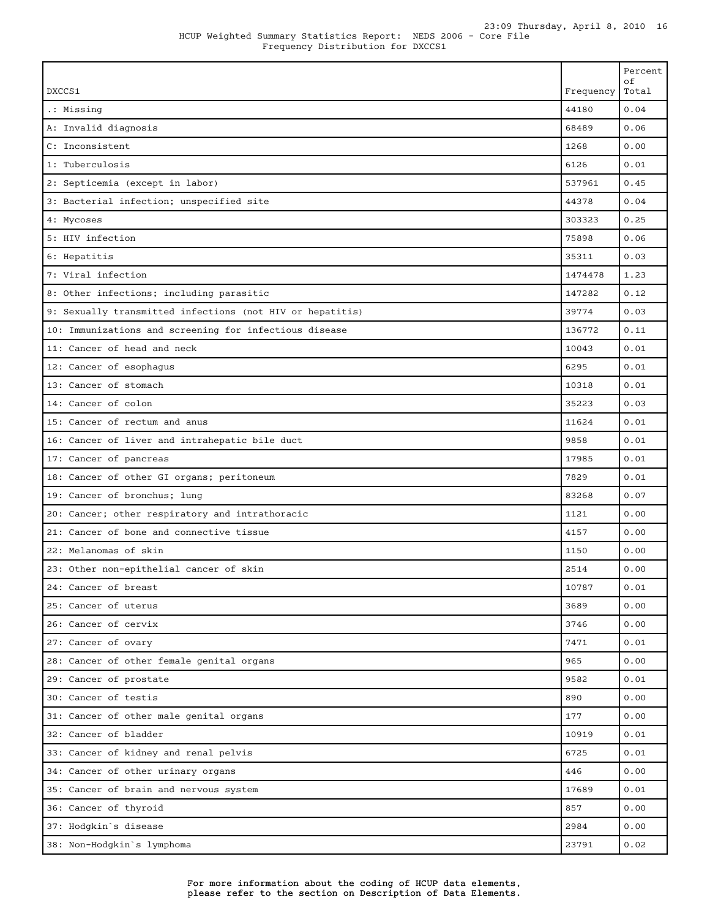HCUP Weighted Summary Statistics Report: NEDS 2006 - Core File
Frequency Distribution for DXCCS1

| DXCCS1 | Frequency | Percent of Total |
|---|---|---|
| .: Missing | 44180 | 0.04 |
| A: Invalid diagnosis | 68489 | 0.06 |
| C: Inconsistent | 1268 | 0.00 |
| 1: Tuberculosis | 6126 | 0.01 |
| 2: Septicemia (except in labor) | 537961 | 0.45 |
| 3: Bacterial infection; unspecified site | 44378 | 0.04 |
| 4: Mycoses | 303323 | 0.25 |
| 5: HIV infection | 75898 | 0.06 |
| 6: Hepatitis | 35311 | 0.03 |
| 7: Viral infection | 1474478 | 1.23 |
| 8: Other infections; including parasitic | 147282 | 0.12 |
| 9: Sexually transmitted infections (not HIV or hepatitis) | 39774 | 0.03 |
| 10: Immunizations and screening for infectious disease | 136772 | 0.11 |
| 11: Cancer of head and neck | 10043 | 0.01 |
| 12: Cancer of esophagus | 6295 | 0.01 |
| 13: Cancer of stomach | 10318 | 0.01 |
| 14: Cancer of colon | 35223 | 0.03 |
| 15: Cancer of rectum and anus | 11624 | 0.01 |
| 16: Cancer of liver and intrahepatic bile duct | 9858 | 0.01 |
| 17: Cancer of pancreas | 17985 | 0.01 |
| 18: Cancer of other GI organs; peritoneum | 7829 | 0.01 |
| 19: Cancer of bronchus; lung | 83268 | 0.07 |
| 20: Cancer; other respiratory and intrathoracic | 1121 | 0.00 |
| 21: Cancer of bone and connective tissue | 4157 | 0.00 |
| 22: Melanomas of skin | 1150 | 0.00 |
| 23: Other non-epithelial cancer of skin | 2514 | 0.00 |
| 24: Cancer of breast | 10787 | 0.01 |
| 25: Cancer of uterus | 3689 | 0.00 |
| 26: Cancer of cervix | 3746 | 0.00 |
| 27: Cancer of ovary | 7471 | 0.01 |
| 28: Cancer of other female genital organs | 965 | 0.00 |
| 29: Cancer of prostate | 9582 | 0.01 |
| 30: Cancer of testis | 890 | 0.00 |
| 31: Cancer of other male genital organs | 177 | 0.00 |
| 32: Cancer of bladder | 10919 | 0.01 |
| 33: Cancer of kidney and renal pelvis | 6725 | 0.01 |
| 34: Cancer of other urinary organs | 446 | 0.00 |
| 35: Cancer of brain and nervous system | 17689 | 0.01 |
| 36: Cancer of thyroid | 857 | 0.00 |
| 37: Hodgkin`s disease | 2984 | 0.00 |
| 38: Non-Hodgkin`s lymphoma | 23791 | 0.02 |

For more information about the coding of HCUP data elements, please refer to the section on Description of Data Elements.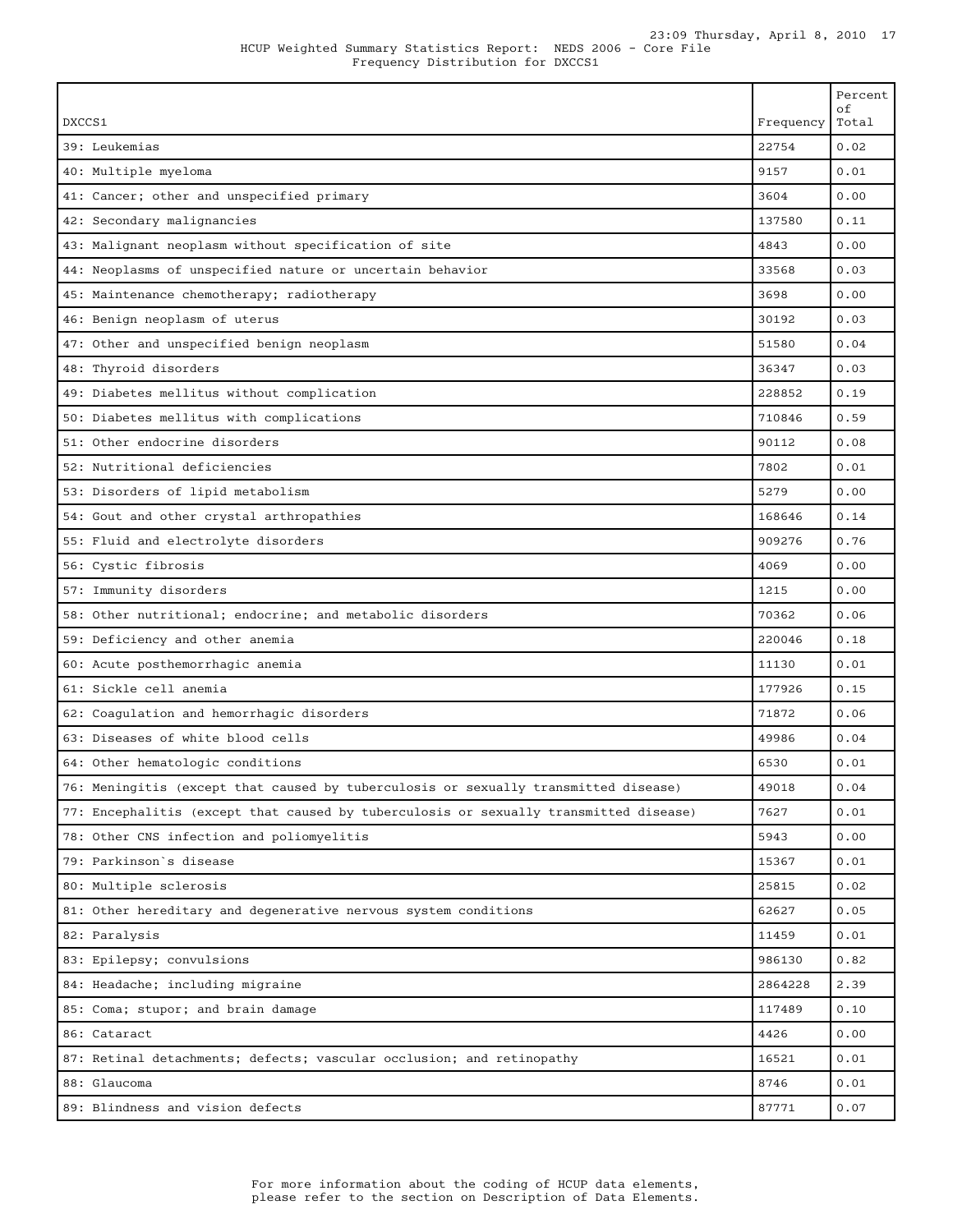HCUP Weighted Summary Statistics Report: NEDS 2006 - Core File
Frequency Distribution for DXCCS1

| DXCCS1 | Frequency | Percent of Total |
|---|---|---|
| 39: Leukemias | 22754 | 0.02 |
| 40: Multiple myeloma | 9157 | 0.01 |
| 41: Cancer; other and unspecified primary | 3604 | 0.00 |
| 42: Secondary malignancies | 137580 | 0.11 |
| 43: Malignant neoplasm without specification of site | 4843 | 0.00 |
| 44: Neoplasms of unspecified nature or uncertain behavior | 33568 | 0.03 |
| 45: Maintenance chemotherapy; radiotherapy | 3698 | 0.00 |
| 46: Benign neoplasm of uterus | 30192 | 0.03 |
| 47: Other and unspecified benign neoplasm | 51580 | 0.04 |
| 48: Thyroid disorders | 36347 | 0.03 |
| 49: Diabetes mellitus without complication | 228852 | 0.19 |
| 50: Diabetes mellitus with complications | 710846 | 0.59 |
| 51: Other endocrine disorders | 90112 | 0.08 |
| 52: Nutritional deficiencies | 7802 | 0.01 |
| 53: Disorders of lipid metabolism | 5279 | 0.00 |
| 54: Gout and other crystal arthropathies | 168646 | 0.14 |
| 55: Fluid and electrolyte disorders | 909276 | 0.76 |
| 56: Cystic fibrosis | 4069 | 0.00 |
| 57: Immunity disorders | 1215 | 0.00 |
| 58: Other nutritional; endocrine; and metabolic disorders | 70362 | 0.06 |
| 59: Deficiency and other anemia | 220046 | 0.18 |
| 60: Acute posthemorrhagic anemia | 11130 | 0.01 |
| 61: Sickle cell anemia | 177926 | 0.15 |
| 62: Coagulation and hemorrhagic disorders | 71872 | 0.06 |
| 63: Diseases of white blood cells | 49986 | 0.04 |
| 64: Other hematologic conditions | 6530 | 0.01 |
| 76: Meningitis (except that caused by tuberculosis or sexually transmitted disease) | 49018 | 0.04 |
| 77: Encephalitis (except that caused by tuberculosis or sexually transmitted disease) | 7627 | 0.01 |
| 78: Other CNS infection and poliomyelitis | 5943 | 0.00 |
| 79: Parkinson`s disease | 15367 | 0.01 |
| 80: Multiple sclerosis | 25815 | 0.02 |
| 81: Other hereditary and degenerative nervous system conditions | 62627 | 0.05 |
| 82: Paralysis | 11459 | 0.01 |
| 83: Epilepsy; convulsions | 986130 | 0.82 |
| 84: Headache; including migraine | 2864228 | 2.39 |
| 85: Coma; stupor; and brain damage | 117489 | 0.10 |
| 86: Cataract | 4426 | 0.00 |
| 87: Retinal detachments; defects; vascular occlusion; and retinopathy | 16521 | 0.01 |
| 88: Glaucoma | 8746 | 0.01 |
| 89: Blindness and vision defects | 87771 | 0.07 |

For more information about the coding of HCUP data elements, please refer to the section on Description of Data Elements.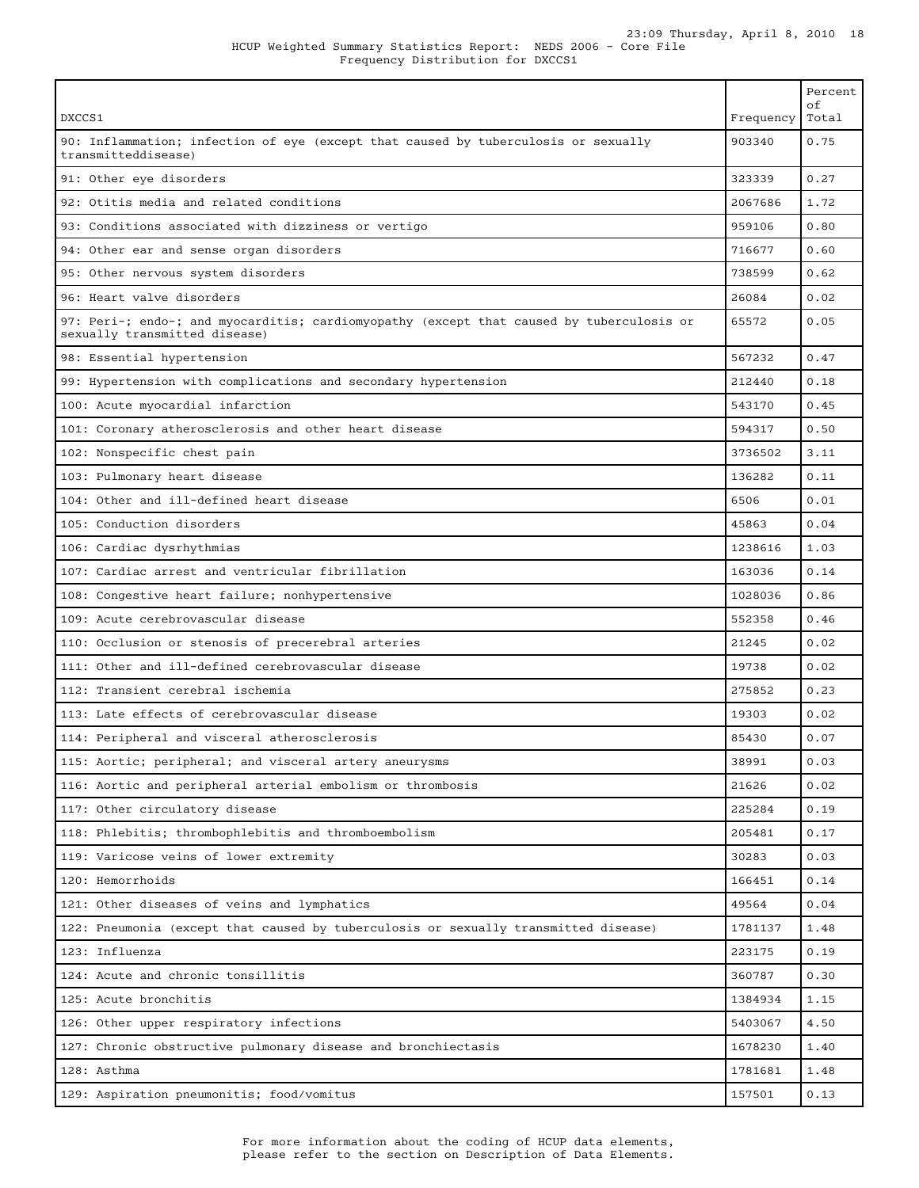HCUP Weighted Summary Statistics Report: NEDS 2006 - Core File
Frequency Distribution for DXCCS1

| DXCCS1 | Frequency | Percent of Total |
|---|---|---|
| 90: Inflammation; infection of eye (except that caused by tuberculosis or sexually transmitteddisease) | 903340 | 0.75 |
| 91: Other eye disorders | 323339 | 0.27 |
| 92: Otitis media and related conditions | 2067686 | 1.72 |
| 93: Conditions associated with dizziness or vertigo | 959106 | 0.80 |
| 94: Other ear and sense organ disorders | 716677 | 0.60 |
| 95: Other nervous system disorders | 738599 | 0.62 |
| 96: Heart valve disorders | 26084 | 0.02 |
| 97: Peri-; endo-; and myocarditis; cardiomyopathy (except that caused by tuberculosis or sexually transmitted disease) | 65572 | 0.05 |
| 98: Essential hypertension | 567232 | 0.47 |
| 99: Hypertension with complications and secondary hypertension | 212440 | 0.18 |
| 100: Acute myocardial infarction | 543170 | 0.45 |
| 101: Coronary atherosclerosis and other heart disease | 594317 | 0.50 |
| 102: Nonspecific chest pain | 3736502 | 3.11 |
| 103: Pulmonary heart disease | 136282 | 0.11 |
| 104: Other and ill-defined heart disease | 6506 | 0.01 |
| 105: Conduction disorders | 45863 | 0.04 |
| 106: Cardiac dysrhythmias | 1238616 | 1.03 |
| 107: Cardiac arrest and ventricular fibrillation | 163036 | 0.14 |
| 108: Congestive heart failure; nonhypertensive | 1028036 | 0.86 |
| 109: Acute cerebrovascular disease | 552358 | 0.46 |
| 110: Occlusion or stenosis of precerebral arteries | 21245 | 0.02 |
| 111: Other and ill-defined cerebrovascular disease | 19738 | 0.02 |
| 112: Transient cerebral ischemia | 275852 | 0.23 |
| 113: Late effects of cerebrovascular disease | 19303 | 0.02 |
| 114: Peripheral and visceral atherosclerosis | 85430 | 0.07 |
| 115: Aortic; peripheral; and visceral artery aneurysms | 38991 | 0.03 |
| 116: Aortic and peripheral arterial embolism or thrombosis | 21626 | 0.02 |
| 117: Other circulatory disease | 225284 | 0.19 |
| 118: Phlebitis; thrombophlebitis and thromboembolism | 205481 | 0.17 |
| 119: Varicose veins of lower extremity | 30283 | 0.03 |
| 120: Hemorrhoids | 166451 | 0.14 |
| 121: Other diseases of veins and lymphatics | 49564 | 0.04 |
| 122: Pneumonia (except that caused by tuberculosis or sexually transmitted disease) | 1781137 | 1.48 |
| 123: Influenza | 223175 | 0.19 |
| 124: Acute and chronic tonsillitis | 360787 | 0.30 |
| 125: Acute bronchitis | 1384934 | 1.15 |
| 126: Other upper respiratory infections | 5403067 | 4.50 |
| 127: Chronic obstructive pulmonary disease and bronchiectasis | 1678230 | 1.40 |
| 128: Asthma | 1781681 | 1.48 |
| 129: Aspiration pneumonitis; food/vomitus | 157501 | 0.13 |

For more information about the coding of HCUP data elements, please refer to the section on Description of Data Elements.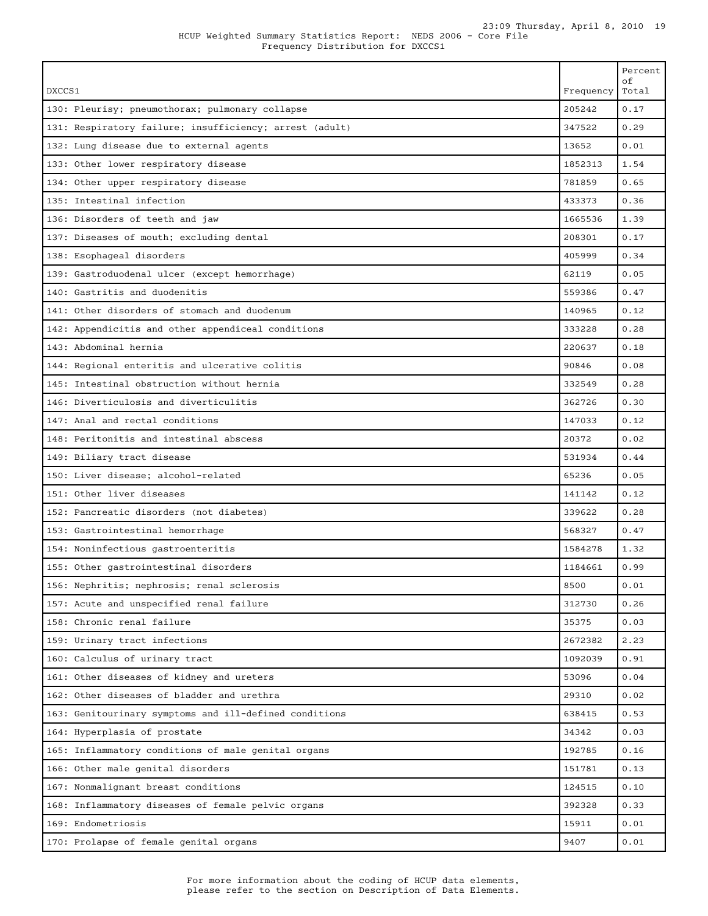HCUP Weighted Summary Statistics Report: NEDS 2006 - Core File
Frequency Distribution for DXCCS1

| DXCCS1 | Frequency | Percent of Total |
|---|---|---|
| 130: Pleurisy; pneumothorax; pulmonary collapse | 205242 | 0.17 |
| 131: Respiratory failure; insufficiency; arrest (adult) | 347522 | 0.29 |
| 132: Lung disease due to external agents | 13652 | 0.01 |
| 133: Other lower respiratory disease | 1852313 | 1.54 |
| 134: Other upper respiratory disease | 781859 | 0.65 |
| 135: Intestinal infection | 433373 | 0.36 |
| 136: Disorders of teeth and jaw | 1665536 | 1.39 |
| 137: Diseases of mouth; excluding dental | 208301 | 0.17 |
| 138: Esophageal disorders | 405999 | 0.34 |
| 139: Gastroduodenal ulcer (except hemorrhage) | 62119 | 0.05 |
| 140: Gastritis and duodenitis | 559386 | 0.47 |
| 141: Other disorders of stomach and duodenum | 140965 | 0.12 |
| 142: Appendicitis and other appendiceal conditions | 333228 | 0.28 |
| 143: Abdominal hernia | 220637 | 0.18 |
| 144: Regional enteritis and ulcerative colitis | 90846 | 0.08 |
| 145: Intestinal obstruction without hernia | 332549 | 0.28 |
| 146: Diverticulosis and diverticulitis | 362726 | 0.30 |
| 147: Anal and rectal conditions | 147033 | 0.12 |
| 148: Peritonitis and intestinal abscess | 20372 | 0.02 |
| 149: Biliary tract disease | 531934 | 0.44 |
| 150: Liver disease; alcohol-related | 65236 | 0.05 |
| 151: Other liver diseases | 141142 | 0.12 |
| 152: Pancreatic disorders (not diabetes) | 339622 | 0.28 |
| 153: Gastrointestinal hemorrhage | 568327 | 0.47 |
| 154: Noninfectious gastroenteritis | 1584278 | 1.32 |
| 155: Other gastrointestinal disorders | 1184661 | 0.99 |
| 156: Nephritis; nephrosis; renal sclerosis | 8500 | 0.01 |
| 157: Acute and unspecified renal failure | 312730 | 0.26 |
| 158: Chronic renal failure | 35375 | 0.03 |
| 159: Urinary tract infections | 2672382 | 2.23 |
| 160: Calculus of urinary tract | 1092039 | 0.91 |
| 161: Other diseases of kidney and ureters | 53096 | 0.04 |
| 162: Other diseases of bladder and urethra | 29310 | 0.02 |
| 163: Genitourinary symptoms and ill-defined conditions | 638415 | 0.53 |
| 164: Hyperplasia of prostate | 34342 | 0.03 |
| 165: Inflammatory conditions of male genital organs | 192785 | 0.16 |
| 166: Other male genital disorders | 151781 | 0.13 |
| 167: Nonmalignant breast conditions | 124515 | 0.10 |
| 168: Inflammatory diseases of female pelvic organs | 392328 | 0.33 |
| 169: Endometriosis | 15911 | 0.01 |
| 170: Prolapse of female genital organs | 9407 | 0.01 |

For more information about the coding of HCUP data elements, please refer to the section on Description of Data Elements.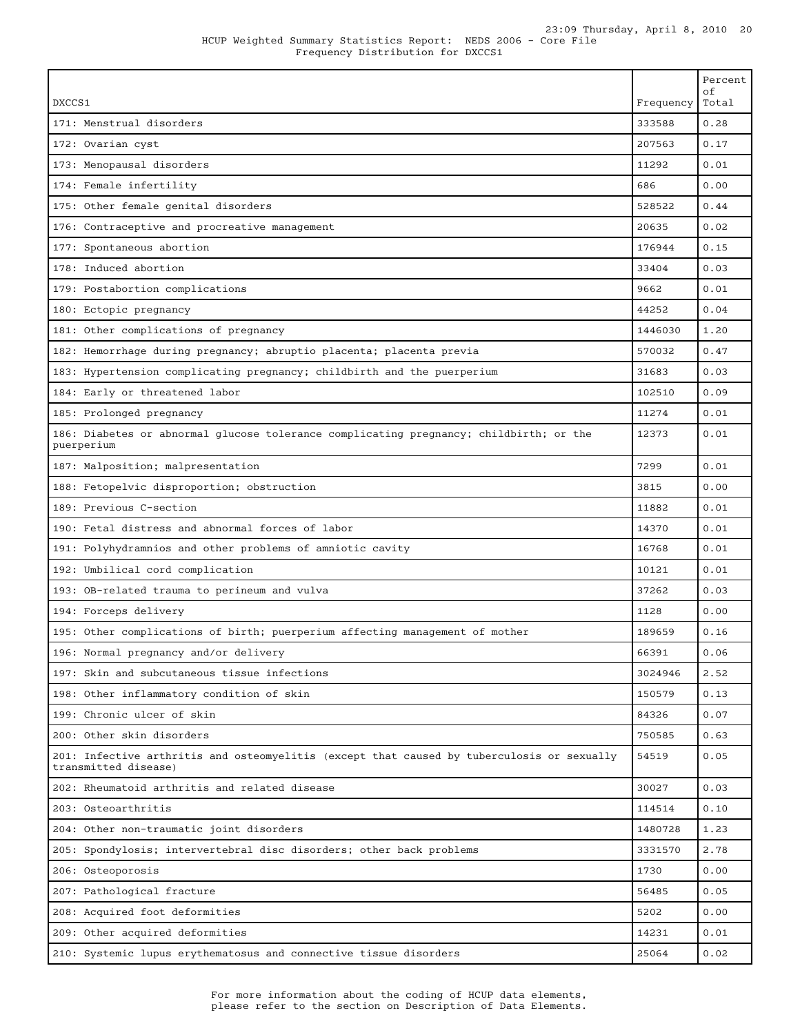HCUP Weighted Summary Statistics Report: NEDS 2006 - Core File
Frequency Distribution for DXCCS1

| DXCCS1 | Frequency | Percent of Total |
|---|---|---|
| 171: Menstrual disorders | 333588 | 0.28 |
| 172: Ovarian cyst | 207563 | 0.17 |
| 173: Menopausal disorders | 11292 | 0.01 |
| 174: Female infertility | 686 | 0.00 |
| 175: Other female genital disorders | 528522 | 0.44 |
| 176: Contraceptive and procreative management | 20635 | 0.02 |
| 177: Spontaneous abortion | 176944 | 0.15 |
| 178: Induced abortion | 33404 | 0.03 |
| 179: Postabortion complications | 9662 | 0.01 |
| 180: Ectopic pregnancy | 44252 | 0.04 |
| 181: Other complications of pregnancy | 1446030 | 1.20 |
| 182: Hemorrhage during pregnancy; abruptio placenta; placenta previa | 570032 | 0.47 |
| 183: Hypertension complicating pregnancy; childbirth and the puerperium | 31683 | 0.03 |
| 184: Early or threatened labor | 102510 | 0.09 |
| 185: Prolonged pregnancy | 11274 | 0.01 |
| 186: Diabetes or abnormal glucose tolerance complicating pregnancy; childbirth; or the puerperium | 12373 | 0.01 |
| 187: Malposition; malpresentation | 7299 | 0.01 |
| 188: Fetopelvic disproportion; obstruction | 3815 | 0.00 |
| 189: Previous C-section | 11882 | 0.01 |
| 190: Fetal distress and abnormal forces of labor | 14370 | 0.01 |
| 191: Polyhydramnios and other problems of amniotic cavity | 16768 | 0.01 |
| 192: Umbilical cord complication | 10121 | 0.01 |
| 193: OB-related trauma to perineum and vulva | 37262 | 0.03 |
| 194: Forceps delivery | 1128 | 0.00 |
| 195: Other complications of birth; puerperium affecting management of mother | 189659 | 0.16 |
| 196: Normal pregnancy and/or delivery | 66391 | 0.06 |
| 197: Skin and subcutaneous tissue infections | 3024946 | 2.52 |
| 198: Other inflammatory condition of skin | 150579 | 0.13 |
| 199: Chronic ulcer of skin | 84326 | 0.07 |
| 200: Other skin disorders | 750585 | 0.63 |
| 201: Infective arthritis and osteomyelitis (except that caused by tuberculosis or sexually transmitted disease) | 54519 | 0.05 |
| 202: Rheumatoid arthritis and related disease | 30027 | 0.03 |
| 203: Osteoarthritis | 114514 | 0.10 |
| 204: Other non-traumatic joint disorders | 1480728 | 1.23 |
| 205: Spondylosis; intervertebral disc disorders; other back problems | 3331570 | 2.78 |
| 206: Osteoporosis | 1730 | 0.00 |
| 207: Pathological fracture | 56485 | 0.05 |
| 208: Acquired foot deformities | 5202 | 0.00 |
| 209: Other acquired deformities | 14231 | 0.01 |
| 210: Systemic lupus erythematosus and connective tissue disorders | 25064 | 0.02 |

For more information about the coding of HCUP data elements, please refer to the section on Description of Data Elements.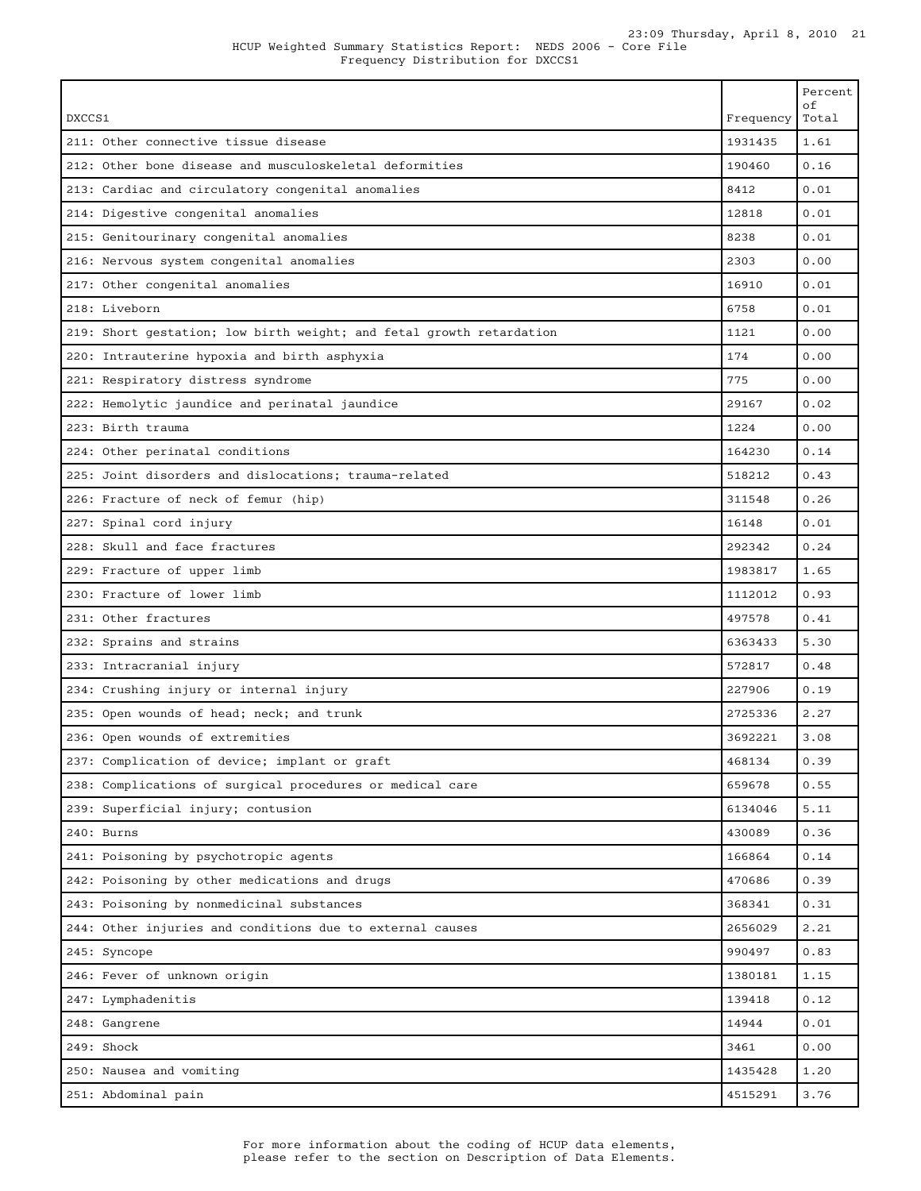HCUP Weighted Summary Statistics Report: NEDS 2006 - Core File
Frequency Distribution for DXCCS1

| DXCCS1 | Frequency | Percent of Total |
|---|---|---|
| 211: Other connective tissue disease | 1931435 | 1.61 |
| 212: Other bone disease and musculoskeletal deformities | 190460 | 0.16 |
| 213: Cardiac and circulatory congenital anomalies | 8412 | 0.01 |
| 214: Digestive congenital anomalies | 12818 | 0.01 |
| 215: Genitourinary congenital anomalies | 8238 | 0.01 |
| 216: Nervous system congenital anomalies | 2303 | 0.00 |
| 217: Other congenital anomalies | 16910 | 0.01 |
| 218: Liveborn | 6758 | 0.01 |
| 219: Short gestation; low birth weight; and fetal growth retardation | 1121 | 0.00 |
| 220: Intrauterine hypoxia and birth asphyxia | 174 | 0.00 |
| 221: Respiratory distress syndrome | 775 | 0.00 |
| 222: Hemolytic jaundice and perinatal jaundice | 29167 | 0.02 |
| 223: Birth trauma | 1224 | 0.00 |
| 224: Other perinatal conditions | 164230 | 0.14 |
| 225: Joint disorders and dislocations; trauma-related | 518212 | 0.43 |
| 226: Fracture of neck of femur (hip) | 311548 | 0.26 |
| 227: Spinal cord injury | 16148 | 0.01 |
| 228: Skull and face fractures | 292342 | 0.24 |
| 229: Fracture of upper limb | 1983817 | 1.65 |
| 230: Fracture of lower limb | 1112012 | 0.93 |
| 231: Other fractures | 497578 | 0.41 |
| 232: Sprains and strains | 6363433 | 5.30 |
| 233: Intracranial injury | 572817 | 0.48 |
| 234: Crushing injury or internal injury | 227906 | 0.19 |
| 235: Open wounds of head; neck; and trunk | 2725336 | 2.27 |
| 236: Open wounds of extremities | 3692221 | 3.08 |
| 237: Complication of device; implant or graft | 468134 | 0.39 |
| 238: Complications of surgical procedures or medical care | 659678 | 0.55 |
| 239: Superficial injury; contusion | 6134046 | 5.11 |
| 240: Burns | 430089 | 0.36 |
| 241: Poisoning by psychotropic agents | 166864 | 0.14 |
| 242: Poisoning by other medications and drugs | 470686 | 0.39 |
| 243: Poisoning by nonmedicinal substances | 368341 | 0.31 |
| 244: Other injuries and conditions due to external causes | 2656029 | 2.21 |
| 245: Syncope | 990497 | 0.83 |
| 246: Fever of unknown origin | 1380181 | 1.15 |
| 247: Lymphadenitis | 139418 | 0.12 |
| 248: Gangrene | 14944 | 0.01 |
| 249: Shock | 3461 | 0.00 |
| 250: Nausea and vomiting | 1435428 | 1.20 |
| 251: Abdominal pain | 4515291 | 3.76 |

For more information about the coding of HCUP data elements, please refer to the section on Description of Data Elements.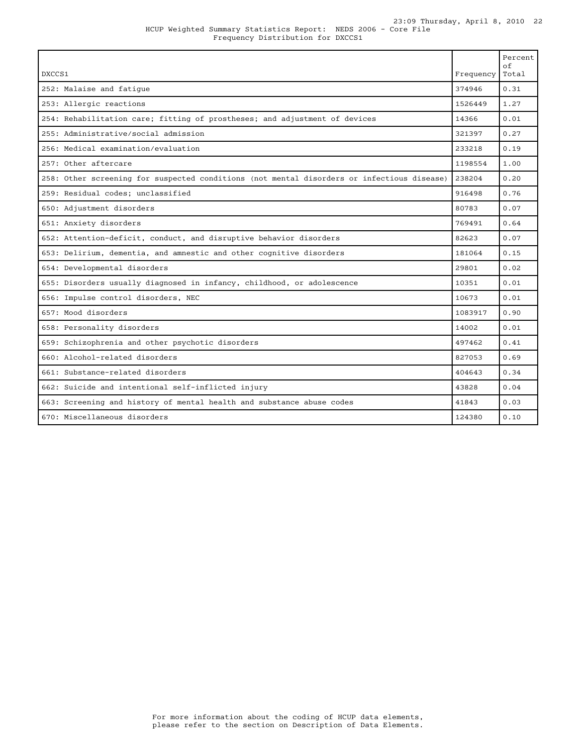HCUP Weighted Summary Statistics Report: NEDS 2006 - Core File
Frequency Distribution for DXCCS1

| DXCCS1 | Frequency | Percent of Total |
|---|---|---|
| 252: Malaise and fatigue | 374946 | 0.31 |
| 253: Allergic reactions | 1526449 | 1.27 |
| 254: Rehabilitation care; fitting of prostheses; and adjustment of devices | 14366 | 0.01 |
| 255: Administrative/social admission | 321397 | 0.27 |
| 256: Medical examination/evaluation | 233218 | 0.19 |
| 257: Other aftercare | 1198554 | 1.00 |
| 258: Other screening for suspected conditions (not mental disorders or infectious disease) | 238204 | 0.20 |
| 259: Residual codes; unclassified | 916498 | 0.76 |
| 650: Adjustment disorders | 80783 | 0.07 |
| 651: Anxiety disorders | 769491 | 0.64 |
| 652: Attention-deficit, conduct, and disruptive behavior disorders | 82623 | 0.07 |
| 653: Delirium, dementia, and amnestic and other cognitive disorders | 181064 | 0.15 |
| 654: Developmental disorders | 29801 | 0.02 |
| 655: Disorders usually diagnosed in infancy, childhood, or adolescence | 10351 | 0.01 |
| 656: Impulse control disorders, NEC | 10673 | 0.01 |
| 657: Mood disorders | 1083917 | 0.90 |
| 658: Personality disorders | 14002 | 0.01 |
| 659: Schizophrenia and other psychotic disorders | 497462 | 0.41 |
| 660: Alcohol-related disorders | 827053 | 0.69 |
| 661: Substance-related disorders | 404643 | 0.34 |
| 662: Suicide and intentional self-inflicted injury | 43828 | 0.04 |
| 663: Screening and history of mental health and substance abuse codes | 41843 | 0.03 |
| 670: Miscellaneous disorders | 124380 | 0.10 |

For more information about the coding of HCUP data elements, please refer to the section on Description of Data Elements.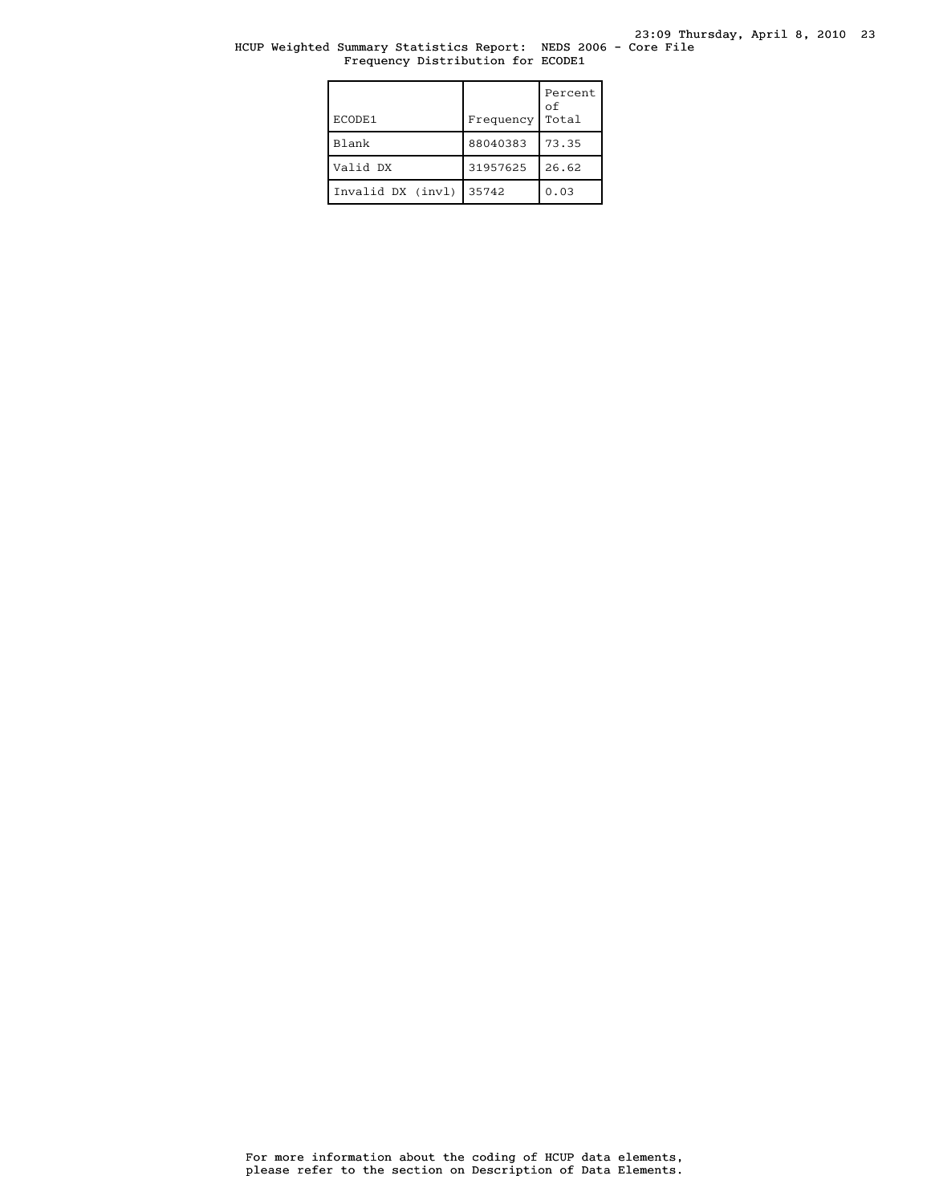HCUP Weighted Summary Statistics Report: NEDS 2006 - Core File
Frequency Distribution for ECODE1

| ECODE1 | Frequency | Percent of Total |
|---|---|---|
| Blank | 88040383 | 73.35 |
| Valid DX | 31957625 | 26.62 |
| Invalid DX (invl) | 35742 | 0.03 |

For more information about the coding of HCUP data elements,
please refer to the section on Description of Data Elements.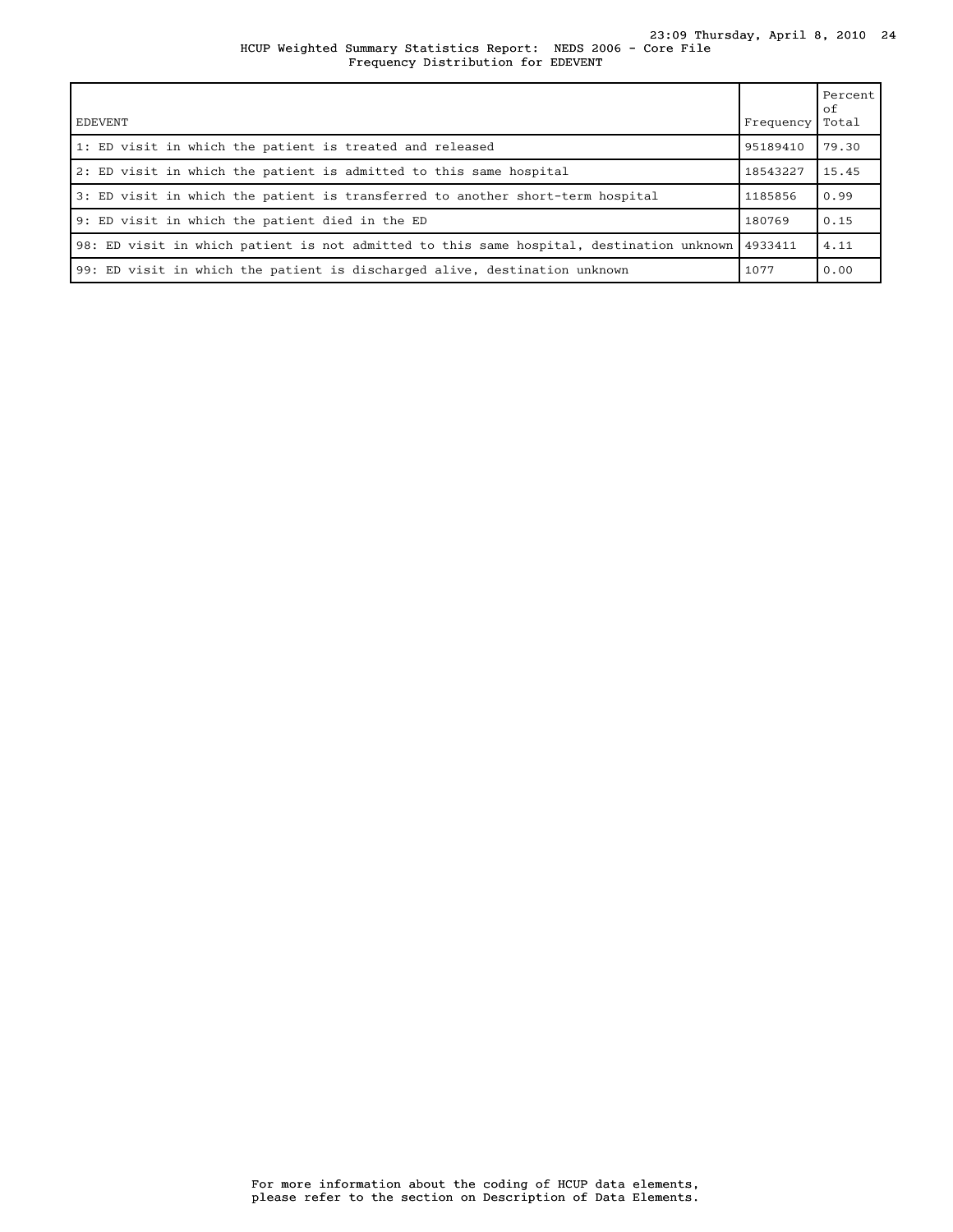HCUP Weighted Summary Statistics Report: NEDS 2006 - Core File
Frequency Distribution for EDEVENT

| EDEVENT | Frequency | Percent of Total |
|---|---|---|
| 1: ED visit in which the patient is treated and released | 95189410 | 79.30 |
| 2: ED visit in which the patient is admitted to this same hospital | 18543227 | 15.45 |
| 3: ED visit in which the patient is transferred to another short-term hospital | 1185856 | 0.99 |
| 9: ED visit in which the patient died in the ED | 180769 | 0.15 |
| 98: ED visit in which patient is not admitted to this same hospital, destination unknown | 4933411 | 4.11 |
| 99: ED visit in which the patient is discharged alive, destination unknown | 1077 | 0.00 |

For more information about the coding of HCUP data elements, please refer to the section on Description of Data Elements.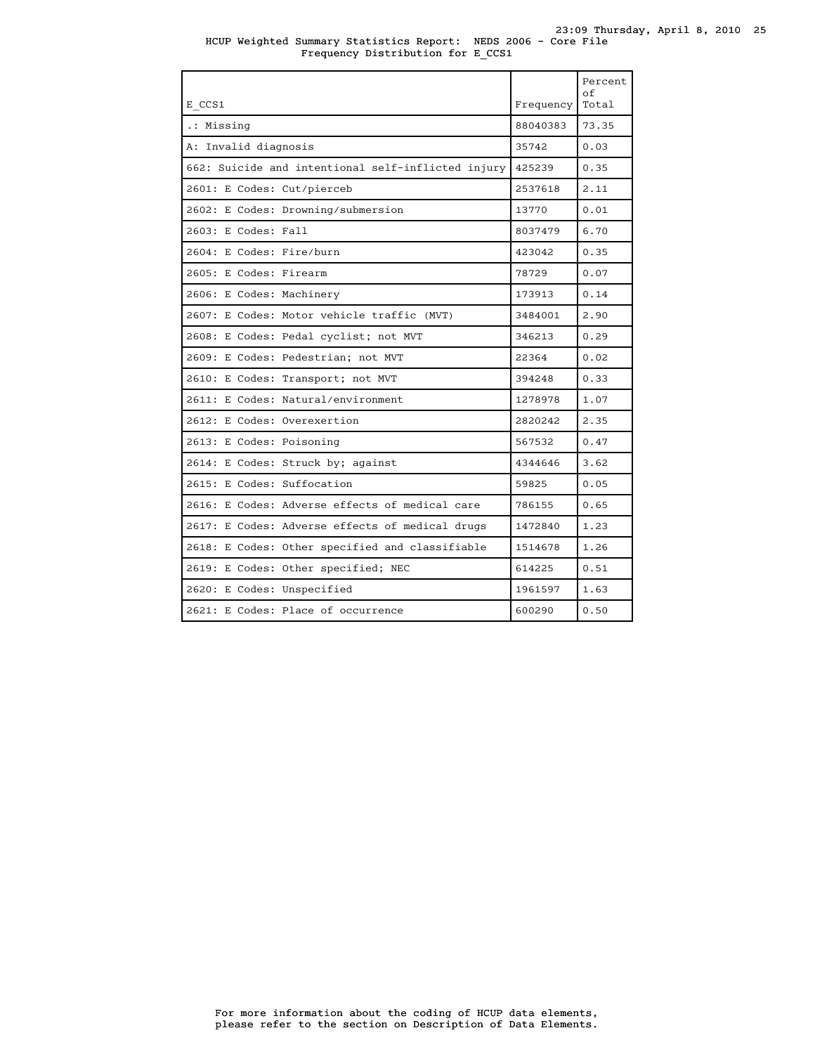HCUP Weighted Summary Statistics Report: NEDS 2006 - Core File
Frequency Distribution for E_CCS1

| E_CCS1 | Frequency | Percent of Total |
|---|---|---|
| .: Missing | 88040383 | 73.35 |
| A: Invalid diagnosis | 35742 | 0.03 |
| 662: Suicide and intentional self-inflicted injury | 425239 | 0.35 |
| 2601: E Codes: Cut/pierceb | 2537618 | 2.11 |
| 2602: E Codes: Drowning/submersion | 13770 | 0.01 |
| 2603: E Codes: Fall | 8037479 | 6.70 |
| 2604: E Codes: Fire/burn | 423042 | 0.35 |
| 2605: E Codes: Firearm | 78729 | 0.07 |
| 2606: E Codes: Machinery | 173913 | 0.14 |
| 2607: E Codes: Motor vehicle traffic (MVT) | 3484001 | 2.90 |
| 2608: E Codes: Pedal cyclist; not MVT | 346213 | 0.29 |
| 2609: E Codes: Pedestrian; not MVT | 22364 | 0.02 |
| 2610: E Codes: Transport; not MVT | 394248 | 0.33 |
| 2611: E Codes: Natural/environment | 1278978 | 1.07 |
| 2612: E Codes: Overexertion | 2820242 | 2.35 |
| 2613: E Codes: Poisoning | 567532 | 0.47 |
| 2614: E Codes: Struck by; against | 4344646 | 3.62 |
| 2615: E Codes: Suffocation | 59825 | 0.05 |
| 2616: E Codes: Adverse effects of medical care | 786155 | 0.65 |
| 2617: E Codes: Adverse effects of medical drugs | 1472840 | 1.23 |
| 2618: E Codes: Other specified and classifiable | 1514678 | 1.26 |
| 2619: E Codes: Other specified; NEC | 614225 | 0.51 |
| 2620: E Codes: Unspecified | 1961597 | 1.63 |
| 2621: E Codes: Place of occurrence | 600290 | 0.50 |

For more information about the coding of HCUP data elements, please refer to the section on Description of Data Elements.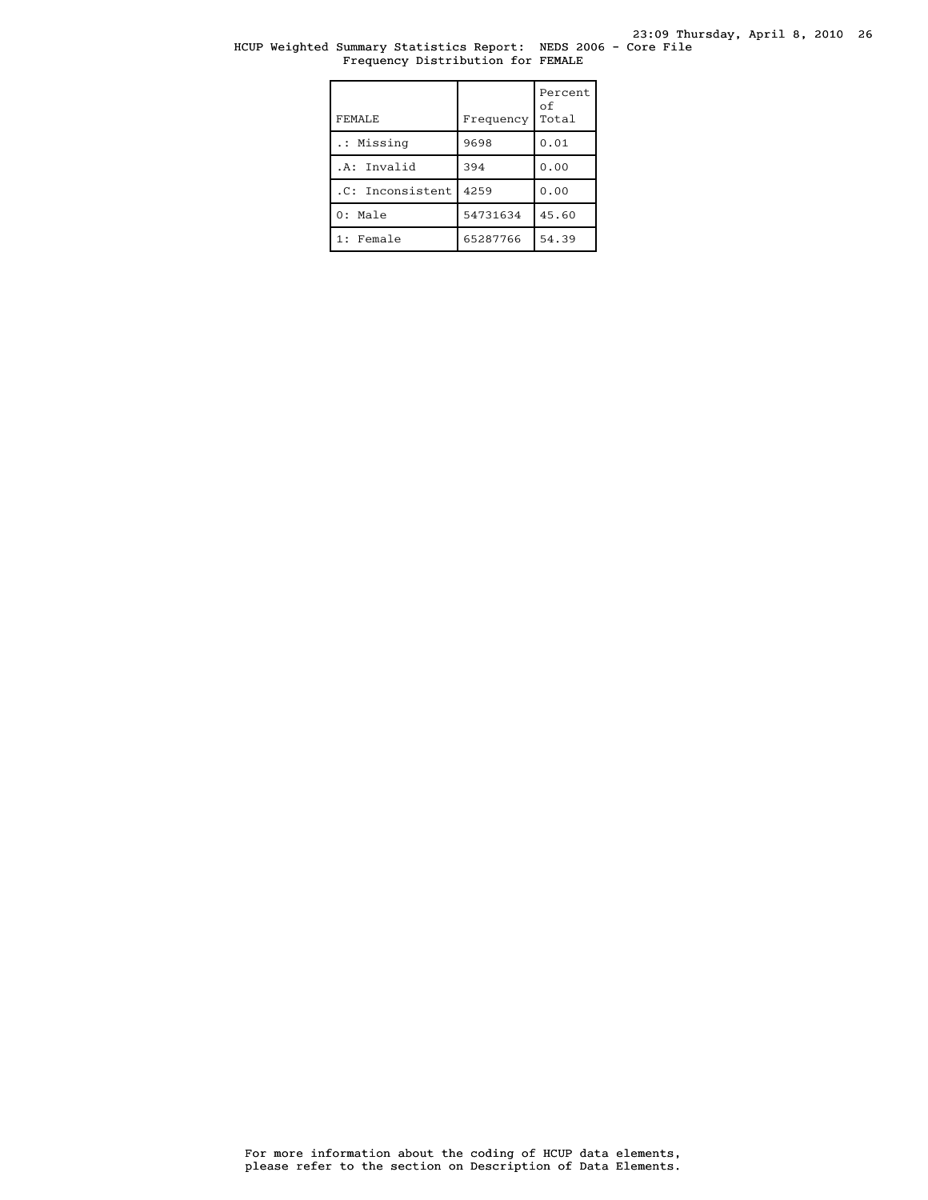HCUP Weighted Summary Statistics Report: NEDS 2006 - Core File
Frequency Distribution for FEMALE

| FEMALE | Frequency | Percent of Total |
|---|---|---|
| .: Missing | 9698 | 0.01 |
| .A: Invalid | 394 | 0.00 |
| .C: Inconsistent | 4259 | 0.00 |
| 0: Male | 54731634 | 45.60 |
| 1: Female | 65287766 | 54.39 |

For more information about the coding of HCUP data elements, please refer to the section on Description of Data Elements.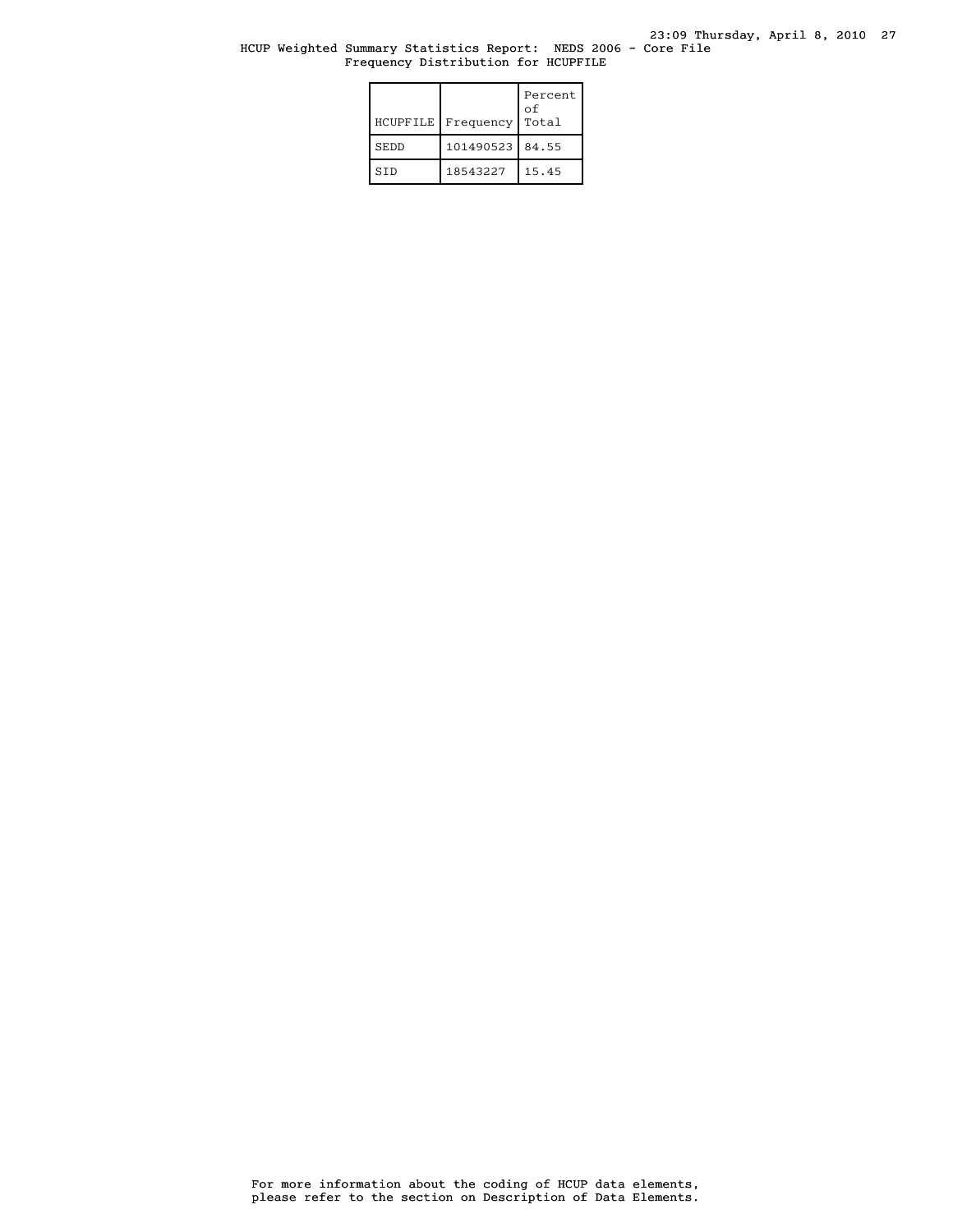HCUP Weighted Summary Statistics Report: NEDS 2006 - Core File
Frequency Distribution for HCUPFILE

| HCUPFILE | Frequency | Percent of Total |
|---|---|---|
| SEDD | 101490523 | 84.55 |
| SID | 18543227 | 15.45 |

For more information about the coding of HCUP data elements, please refer to the section on Description of Data Elements.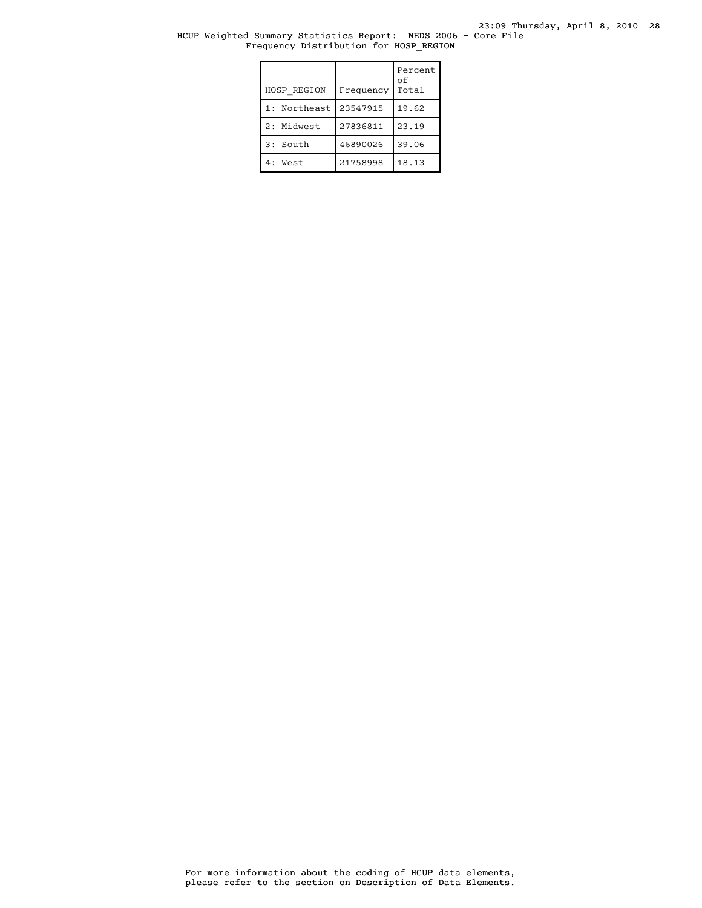HCUP Weighted Summary Statistics Report: NEDS 2006 - Core File
Frequency Distribution for HOSP_REGION

| HOSP_REGION | Frequency | Percent of Total |
|---|---|---|
| 1: Northeast | 23547915 | 19.62 |
| 2: Midwest | 27836811 | 23.19 |
| 3: South | 46890026 | 39.06 |
| 4: West | 21758998 | 18.13 |

For more information about the coding of HCUP data elements, please refer to the section on Description of Data Elements.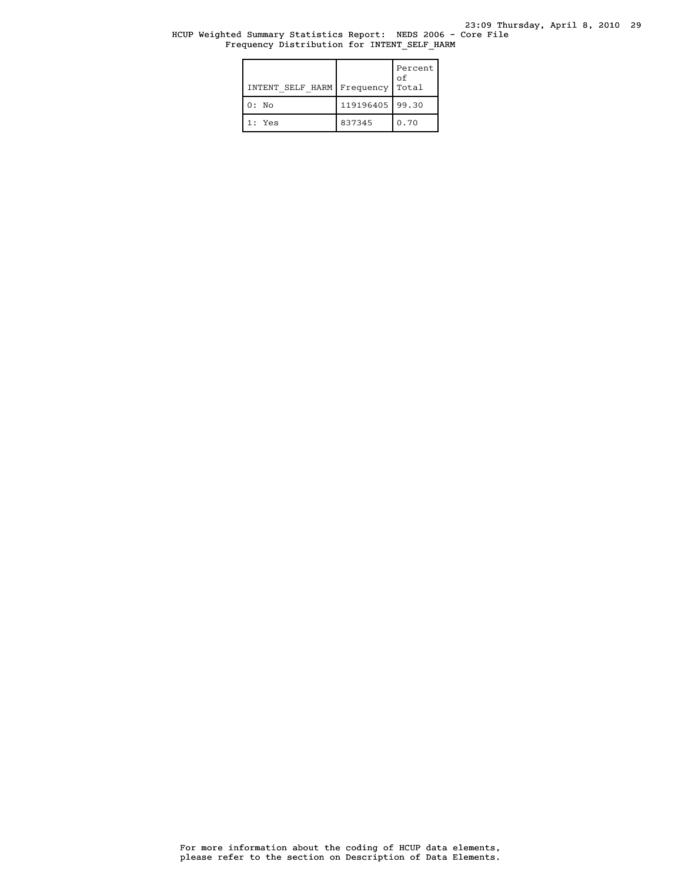HCUP Weighted Summary Statistics Report: NEDS 2006 - Core File
Frequency Distribution for INTENT_SELF_HARM

| INTENT_SELF_HARM | Frequency | Percent of Total |
|---|---|---|
| 0: No | 119196405 | 99.30 |
| 1: Yes | 837345 | 0.70 |

For more information about the coding of HCUP data elements, please refer to the section on Description of Data Elements.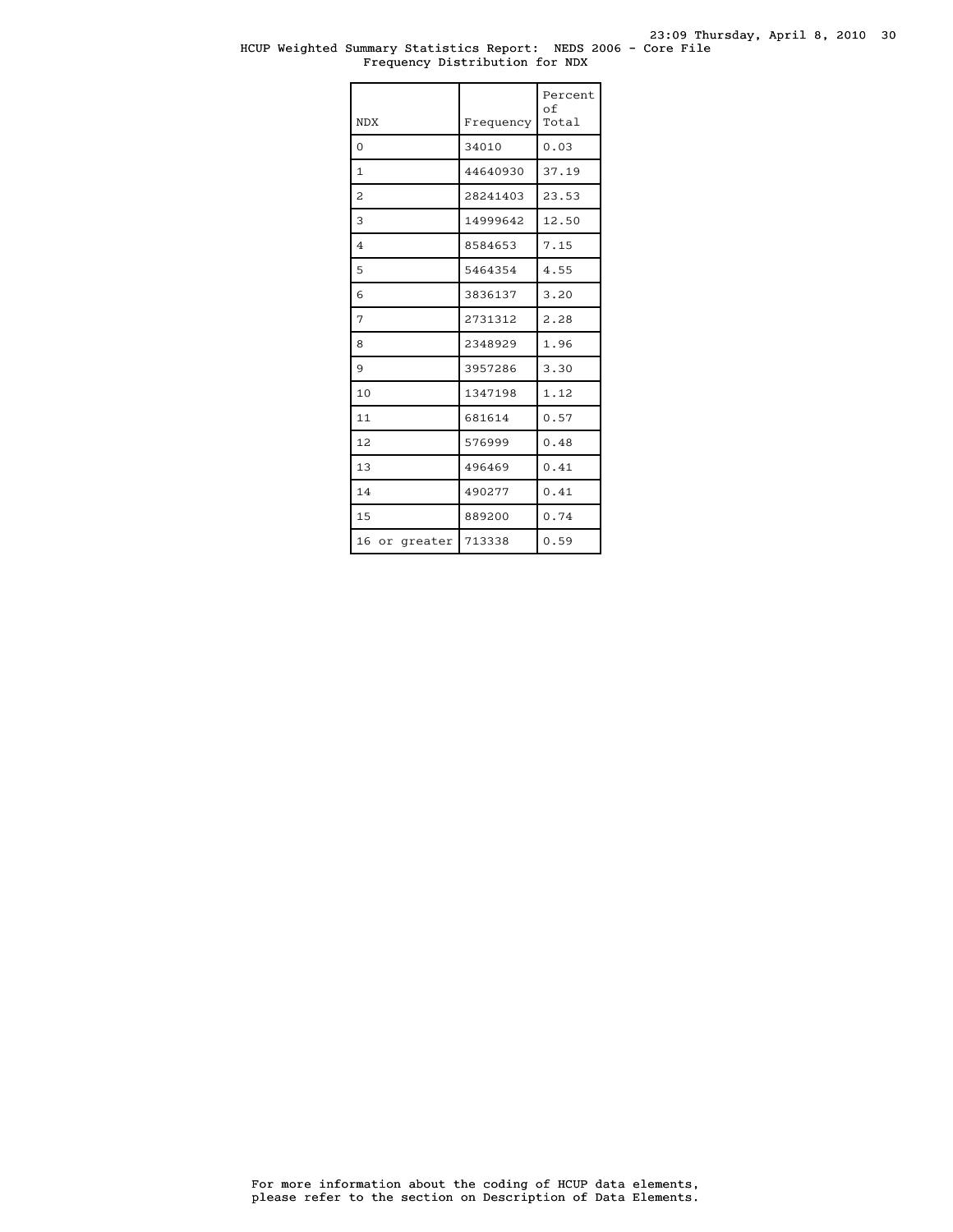HCUP Weighted Summary Statistics Report: NEDS 2006 - Core File

Frequency Distribution for NDX

| NDX | Frequency | Percent of Total |
|---|---|---|
| 0 | 34010 | 0.03 |
| 1 | 44640930 | 37.19 |
| 2 | 28241403 | 23.53 |
| 3 | 14999642 | 12.50 |
| 4 | 8584653 | 7.15 |
| 5 | 5464354 | 4.55 |
| 6 | 3836137 | 3.20 |
| 7 | 2731312 | 2.28 |
| 8 | 2348929 | 1.96 |
| 9 | 3957286 | 3.30 |
| 10 | 1347198 | 1.12 |
| 11 | 681614 | 0.57 |
| 12 | 576999 | 0.48 |
| 13 | 496469 | 0.41 |
| 14 | 490277 | 0.41 |
| 15 | 889200 | 0.74 |
| 16 or greater | 713338 | 0.59 |

For more information about the coding of HCUP data elements, please refer to the section on Description of Data Elements.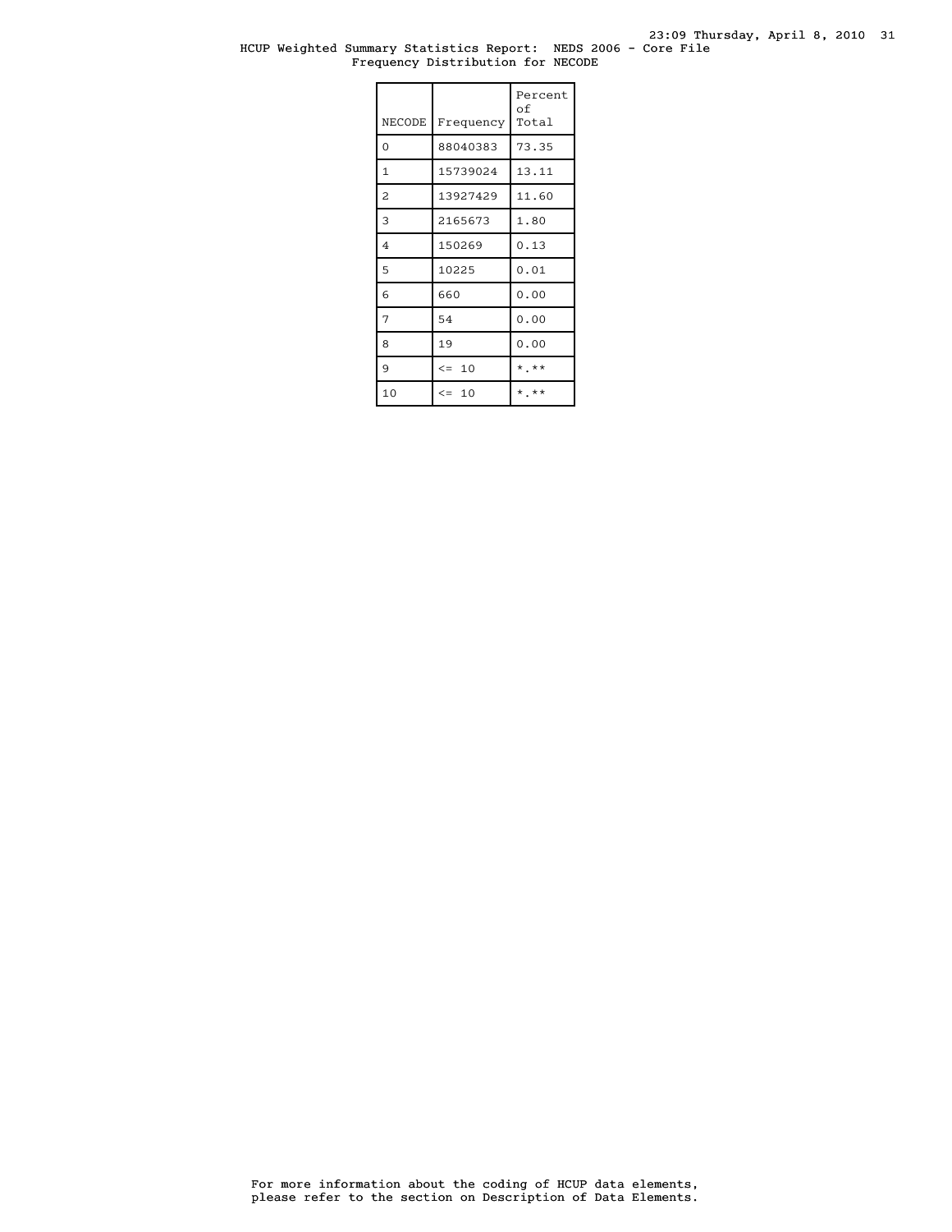HCUP Weighted Summary Statistics Report: NEDS 2006 - Core File
Frequency Distribution for NECODE

| NECODE | Frequency | Percent of Total |
|---|---|---|
| 0 | 88040383 | 73.35 |
| 1 | 15739024 | 13.11 |
| 2 | 13927429 | 11.60 |
| 3 | 2165673 | 1.80 |
| 4 | 150269 | 0.13 |
| 5 | 10225 | 0.01 |
| 6 | 660 | 0.00 |
| 7 | 54 | 0.00 |
| 8 | 19 | 0.00 |
| 9 | <= 10 | *.** |
| 10 | <= 10 | *.** |

For more information about the coding of HCUP data elements, please refer to the section on Description of Data Elements.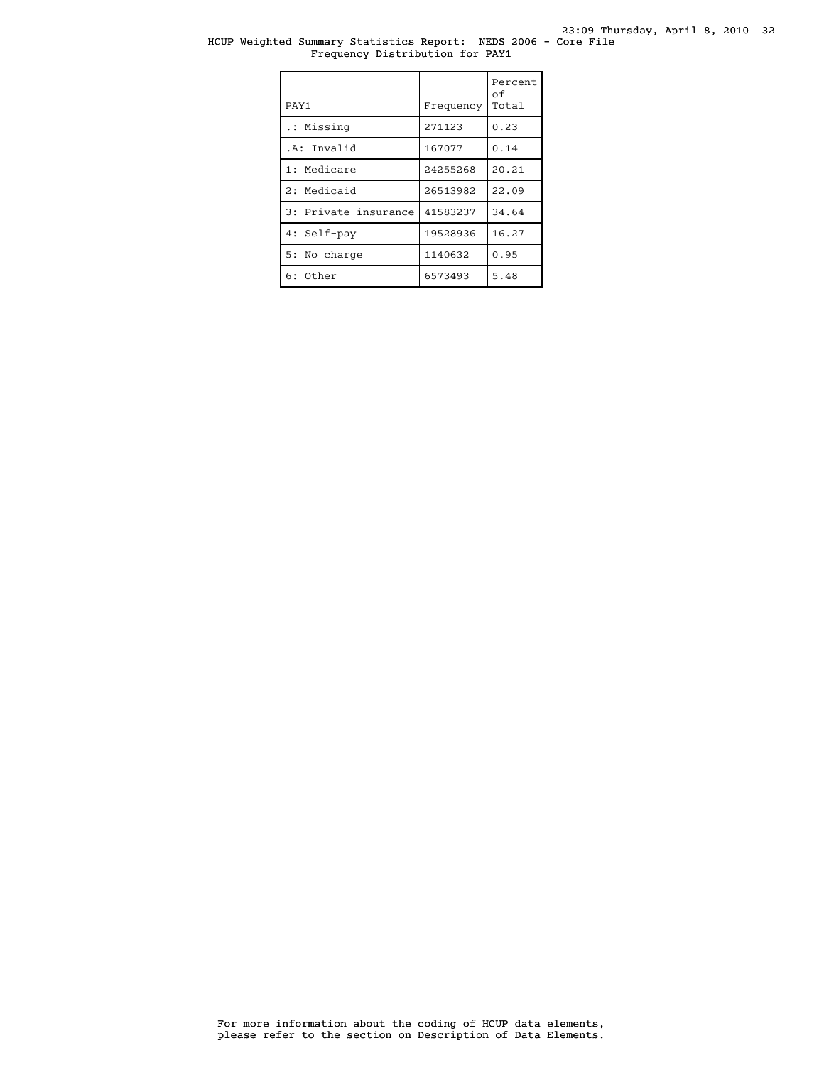HCUP Weighted Summary Statistics Report: NEDS 2006 - Core File
Frequency Distribution for PAY1

| PAY1 | Frequency | Percent of Total |
|---|---|---|
| .: Missing | 271123 | 0.23 |
| .A: Invalid | 167077 | 0.14 |
| 1: Medicare | 24255268 | 20.21 |
| 2: Medicaid | 26513982 | 22.09 |
| 3: Private insurance | 41583237 | 34.64 |
| 4: Self-pay | 19528936 | 16.27 |
| 5: No charge | 1140632 | 0.95 |
| 6: Other | 6573493 | 5.48 |

For more information about the coding of HCUP data elements, please refer to the section on Description of Data Elements.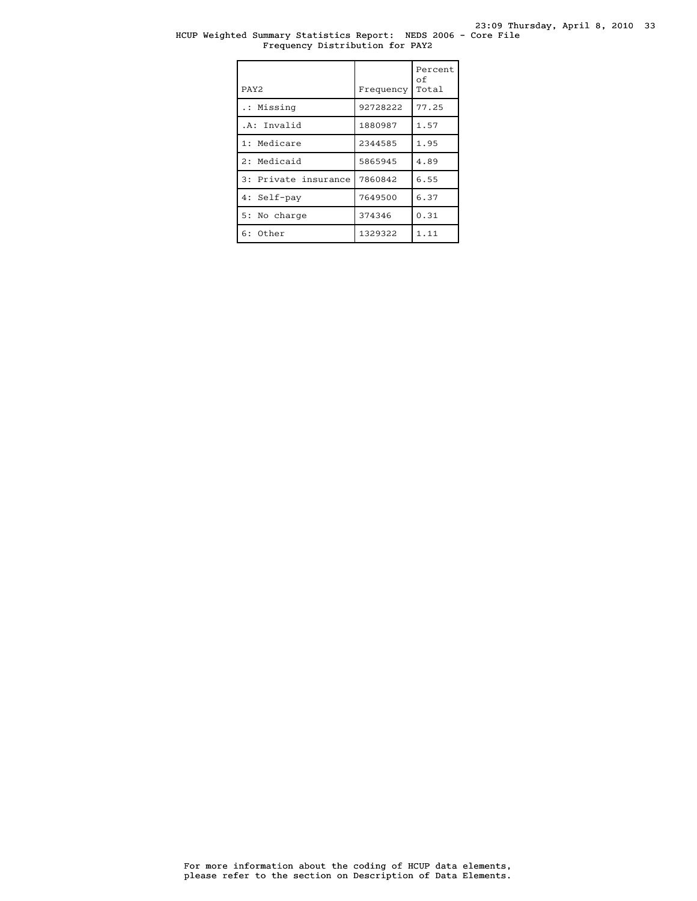HCUP Weighted Summary Statistics Report: NEDS 2006 - Core File
Frequency Distribution for PAY2

| PAY2 | Frequency | Percent of Total |
|---|---|---|
| .: Missing | 92728222 | 77.25 |
| .A: Invalid | 1880987 | 1.57 |
| 1: Medicare | 2344585 | 1.95 |
| 2: Medicaid | 5865945 | 4.89 |
| 3: Private insurance | 7860842 | 6.55 |
| 4: Self-pay | 7649500 | 6.37 |
| 5: No charge | 374346 | 0.31 |
| 6: Other | 1329322 | 1.11 |

For more information about the coding of HCUP data elements, please refer to the section on Description of Data Elements.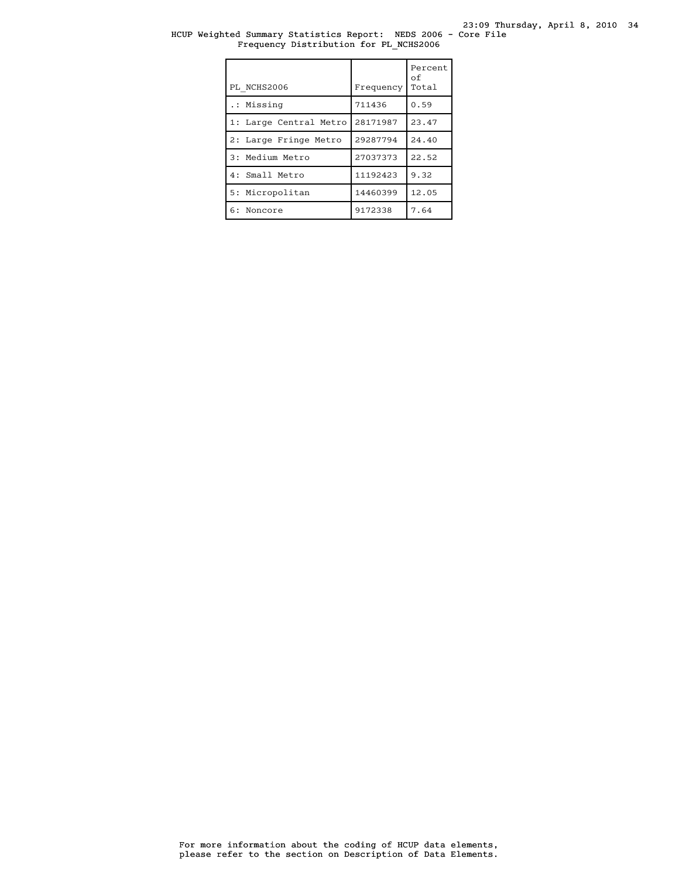HCUP Weighted Summary Statistics Report: NEDS 2006 - Core File
Frequency Distribution for PL_NCHS2006

| PL_NCHS2006 | Frequency | Percent of Total |
|---|---|---|
| .: Missing | 711436 | 0.59 |
| 1: Large Central Metro | 28171987 | 23.47 |
| 2: Large Fringe Metro | 29287794 | 24.40 |
| 3: Medium Metro | 27037373 | 22.52 |
| 4: Small Metro | 11192423 | 9.32 |
| 5: Micropolitan | 14460399 | 12.05 |
| 6: Noncore | 9172338 | 7.64 |

For more information about the coding of HCUP data elements, please refer to the section on Description of Data Elements.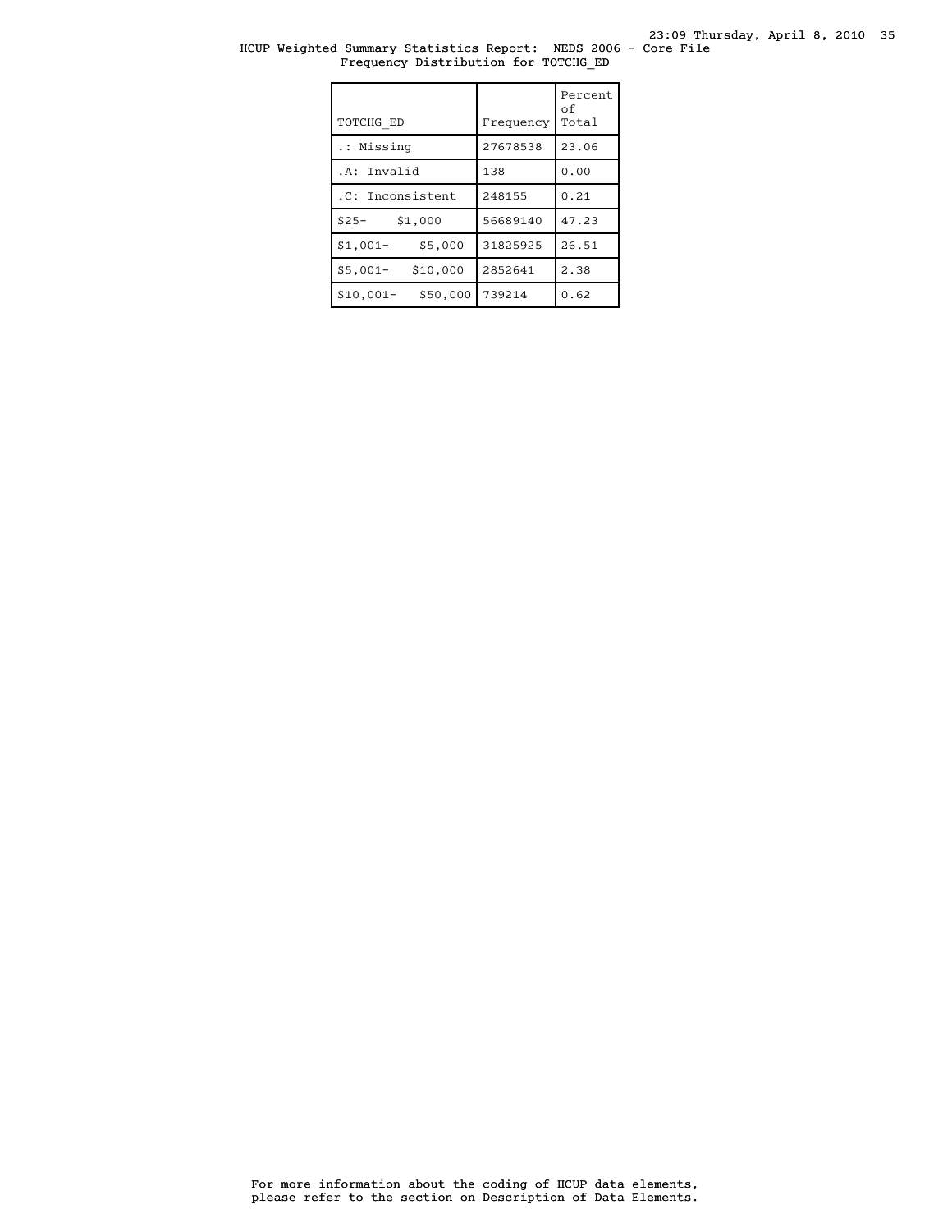HCUP Weighted Summary Statistics Report: NEDS 2006 - Core File
Frequency Distribution for TOTCHG_ED

| TOTCHG_ED | Frequency | Percent of Total |
|---|---|---|
| .: Missing | 27678538 | 23.06 |
| .A: Invalid | 138 | 0.00 |
| .C: Inconsistent | 248155 | 0.21 |
| $25- $1,000 | 56689140 | 47.23 |
| $1,001- $5,000 | 31825925 | 26.51 |
| $5,001- $10,000 | 2852641 | 2.38 |
| $10,001- $50,000 | 739214 | 0.62 |

For more information about the coding of HCUP data elements, please refer to the section on Description of Data Elements.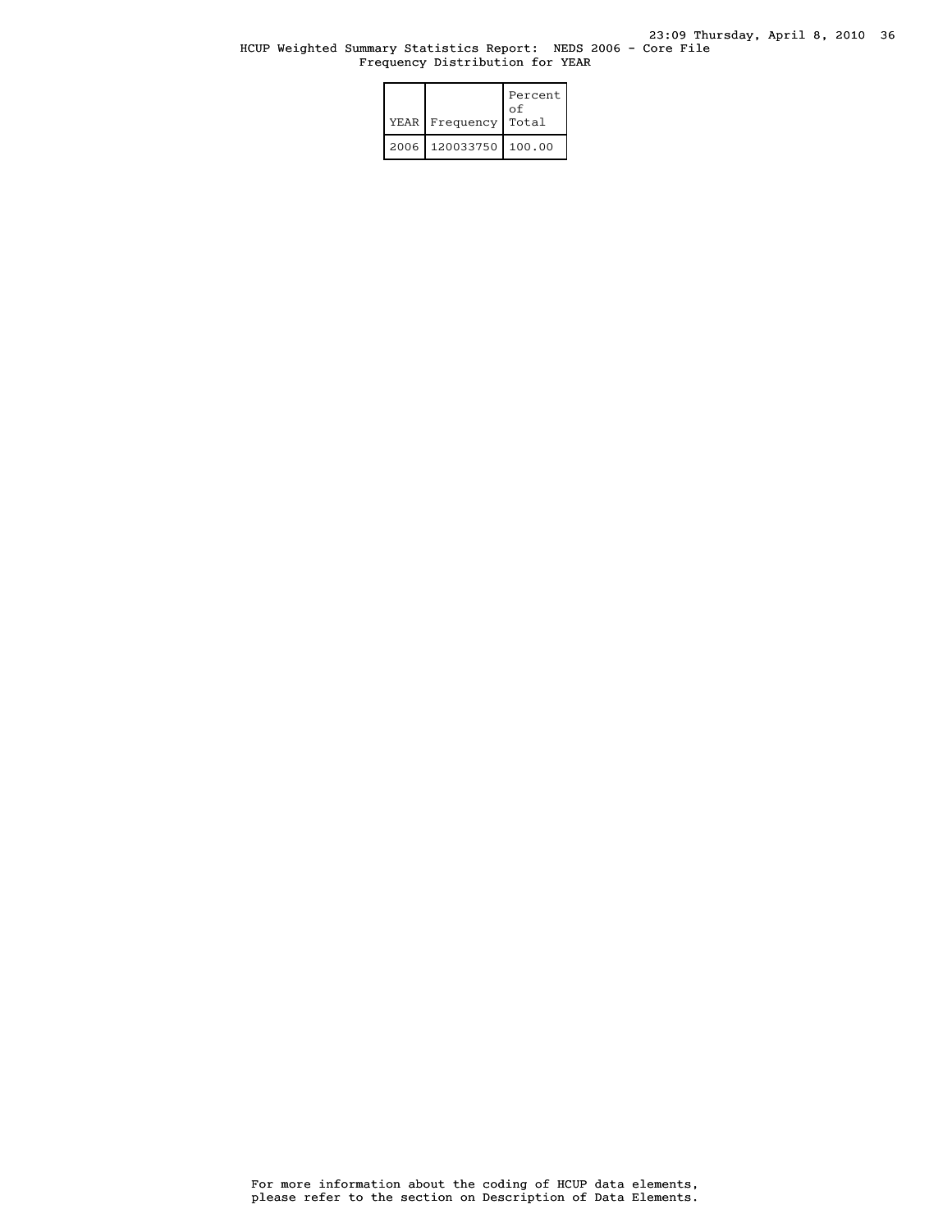HCUP Weighted Summary Statistics Report: NEDS 2006 - Core File
Frequency Distribution for YEAR

| YEAR | Frequency | Percent of Total |
|---|---|---|
| 2006 | 120033750 | 100.00 |

For more information about the coding of HCUP data elements, please refer to the section on Description of Data Elements.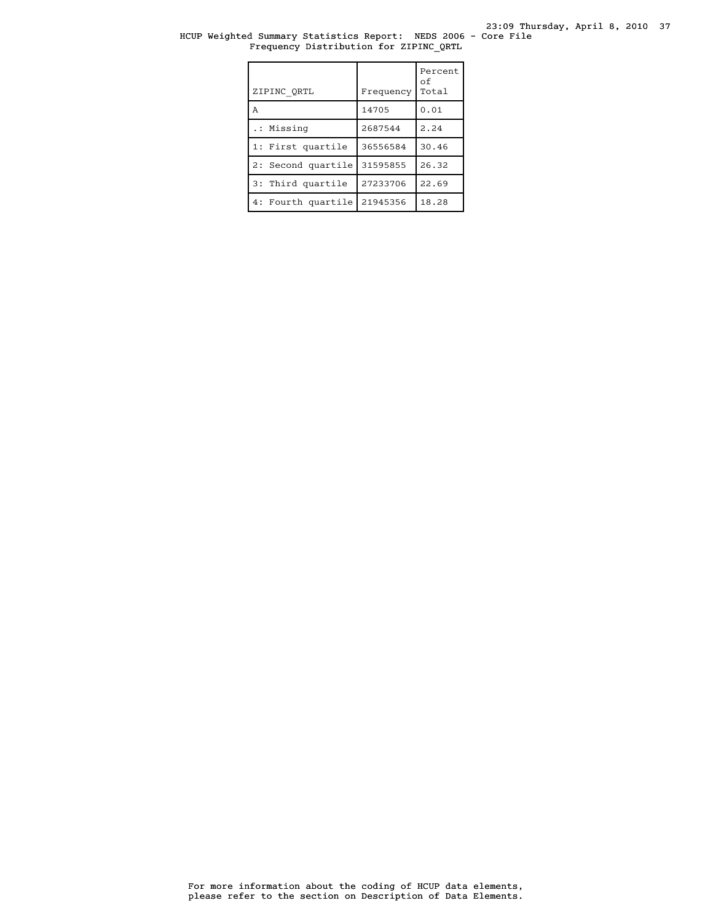HCUP Weighted Summary Statistics Report: NEDS 2006 - Core File
Frequency Distribution for ZIPINC_QRTL

| ZIPINC_QRTL | Frequency | Percent of Total |
| --- | --- | --- |
| A | 14705 | 0.01 |
| .: Missing | 2687544 | 2.24 |
| 1: First quartile | 36556584 | 30.46 |
| 2: Second quartile | 31595855 | 26.32 |
| 3: Third quartile | 27233706 | 22.69 |
| 4: Fourth quartile | 21945356 | 18.28 |

For more information about the coding of HCUP data elements,
please refer to the section on Description of Data Elements.